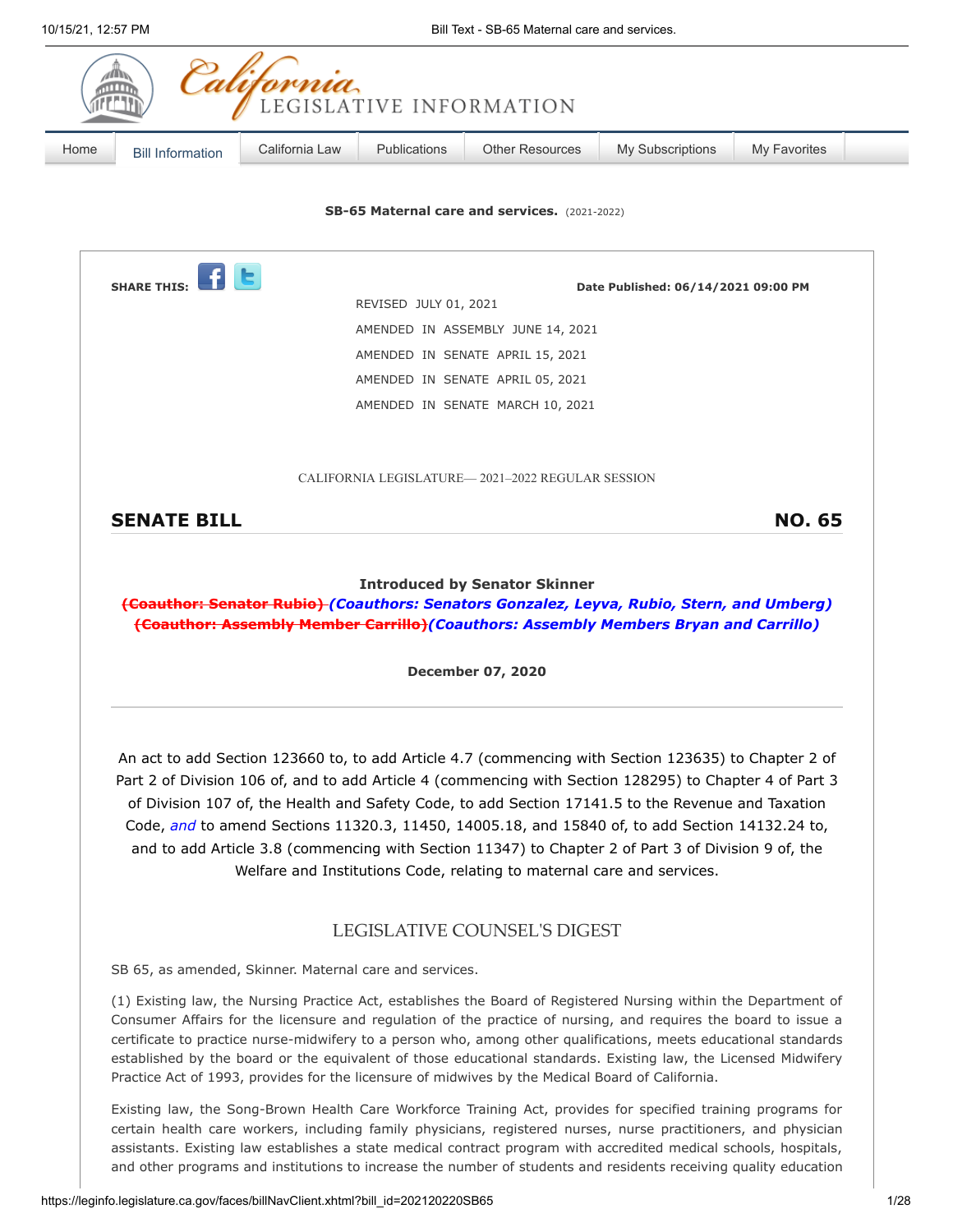**SB-65 Maternal care and services.** (2021-2022)

SHARE THIS:

**Date Published: 06/14/2021 09:00 PM**

REVISED JULY 01, 2021

AMENDED IN ASSEMBLY JUNE 14, 2021

AMENDED IN SENATE APRIL 15, 2021

AMENDED IN SENATE APRIL 05, 2021

AMENDED IN SENATE MARCH 10, 2021

CALIFORNIA LEGISLATURE— 2021–2022 REGULAR SESSION

## SENATE BILL NO. 65

**Introduced by Senator Skinner**
~~**(Coauthor: Senator Rubio)**~~ ***(Coauthors: Senators Gonzalez, Leyva, Rubio, Stern, and Umberg)***
~~**(Coauthor: Assembly Member Carrillo)**~~ ***(Coauthors: Assembly Members Bryan and Carrillo)***

**December 07, 2020**

An act to add Section 123660 to, to add Article 4.7 (commencing with Section 123635) to Chapter 2 of Part 2 of Division 106 of, and to add Article 4 (commencing with Section 128295) to Chapter 4 of Part 3 of Division 107 of, the Health and Safety Code, to add Section 17141.5 to the Revenue and Taxation Code, *and* to amend Sections 11320.3, 11450, 14005.18, and 15840 of, to add Section 14132.24 to, and to add Article 3.8 (commencing with Section 11347) to Chapter 2 of Part 3 of Division 9 of, the Welfare and Institutions Code, relating to maternal care and services.

## LEGISLATIVE COUNSEL'S DIGEST

SB 65, as amended, Skinner. Maternal care and services.

(1) Existing law, the Nursing Practice Act, establishes the Board of Registered Nursing within the Department of Consumer Affairs for the licensure and regulation of the practice of nursing, and requires the board to issue a certificate to practice nurse-midwifery to a person who, among other qualifications, meets educational standards established by the board or the equivalent of those educational standards. Existing law, the Licensed Midwifery Practice Act of 1993, provides for the licensure of midwives by the Medical Board of California.

Existing law, the Song-Brown Health Care Workforce Training Act, provides for specified training programs for certain health care workers, including family physicians, registered nurses, nurse practitioners, and physician assistants. Existing law establishes a state medical contract program with accredited medical schools, hospitals, and other programs and institutions to increase the number of students and residents receiving quality education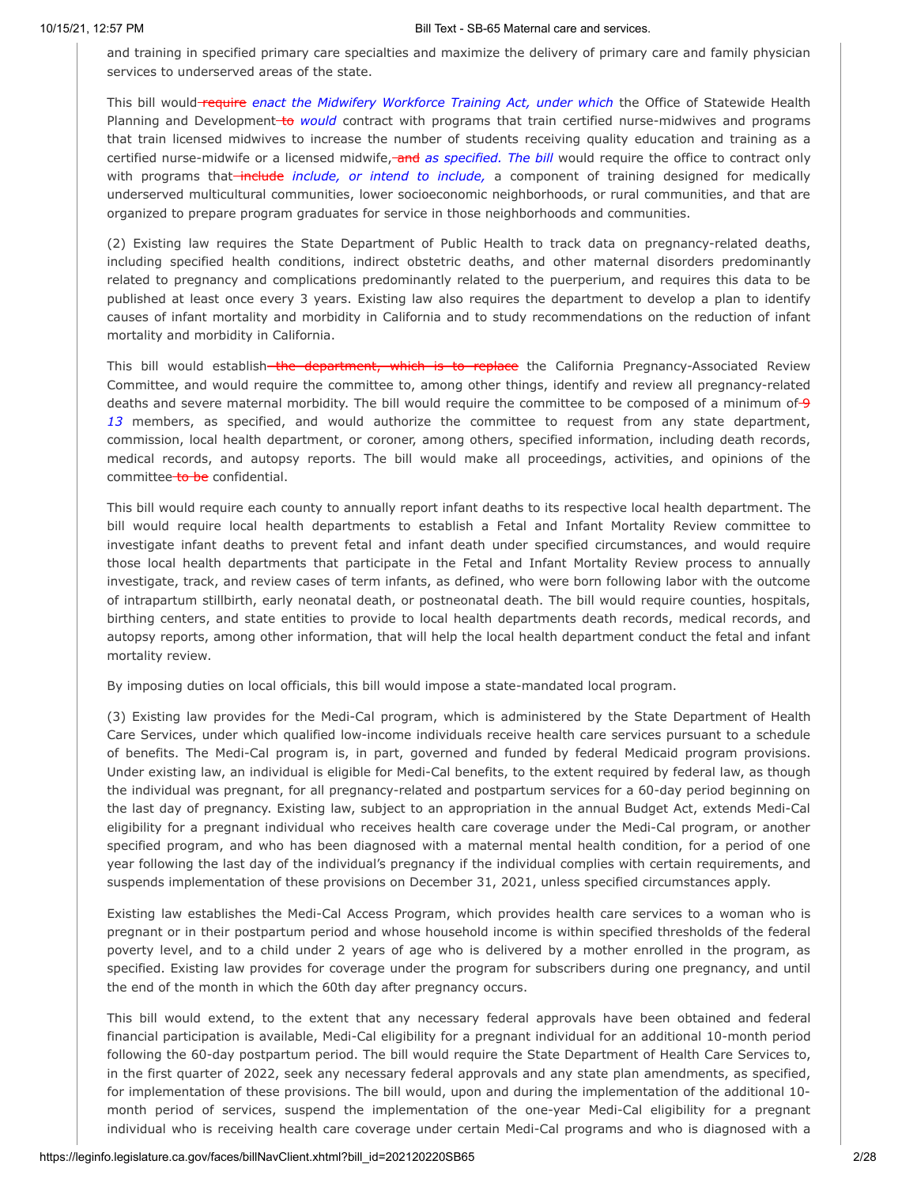and training in specified primary care specialties and maximize the delivery of primary care and family physician services to underserved areas of the state.

This bill would ~~require~~ *enact the Midwifery Workforce Training Act, under which* the Office of Statewide Health Planning and Development ~~to~~ *would* contract with programs that train certified nurse-midwives and programs that train licensed midwives to increase the number of students receiving quality education and training as a certified nurse-midwife or a licensed midwife, ~~and~~ *as specified. The bill* would require the office to contract only with programs that ~~include~~ *include, or intend to include,* a component of training designed for medically underserved multicultural communities, lower socioeconomic neighborhoods, or rural communities, and that are organized to prepare program graduates for service in those neighborhoods and communities.

(2) Existing law requires the State Department of Public Health to track data on pregnancy-related deaths, including specified health conditions, indirect obstetric deaths, and other maternal disorders predominantly related to pregnancy and complications predominantly related to the puerperium, and requires this data to be published at least once every 3 years. Existing law also requires the department to develop a plan to identify causes of infant mortality and morbidity in California and to study recommendations on the reduction of infant mortality and morbidity in California.

This bill would establish ~~the department, which is to replace~~ the California Pregnancy-Associated Review Committee, and would require the committee to, among other things, identify and review all pregnancy-related deaths and severe maternal morbidity. The bill would require the committee to be composed of a minimum of ~~9~~ *13* members, as specified, and would authorize the committee to request from any state department, commission, local health department, or coroner, among others, specified information, including death records, medical records, and autopsy reports. The bill would make all proceedings, activities, and opinions of the committee ~~to be~~ confidential.

This bill would require each county to annually report infant deaths to its respective local health department. The bill would require local health departments to establish a Fetal and Infant Mortality Review committee to investigate infant deaths to prevent fetal and infant death under specified circumstances, and would require those local health departments that participate in the Fetal and Infant Mortality Review process to annually investigate, track, and review cases of term infants, as defined, who were born following labor with the outcome of intrapartum stillbirth, early neonatal death, or postneonatal death. The bill would require counties, hospitals, birthing centers, and state entities to provide to local health departments death records, medical records, and autopsy reports, among other information, that will help the local health department conduct the fetal and infant mortality review.

By imposing duties on local officials, this bill would impose a state-mandated local program.

(3) Existing law provides for the Medi-Cal program, which is administered by the State Department of Health Care Services, under which qualified low-income individuals receive health care services pursuant to a schedule of benefits. The Medi-Cal program is, in part, governed and funded by federal Medicaid program provisions. Under existing law, an individual is eligible for Medi-Cal benefits, to the extent required by federal law, as though the individual was pregnant, for all pregnancy-related and postpartum services for a 60-day period beginning on the last day of pregnancy. Existing law, subject to an appropriation in the annual Budget Act, extends Medi-Cal eligibility for a pregnant individual who receives health care coverage under the Medi-Cal program, or another specified program, and who has been diagnosed with a maternal mental health condition, for a period of one year following the last day of the individual's pregnancy if the individual complies with certain requirements, and suspends implementation of these provisions on December 31, 2021, unless specified circumstances apply.

Existing law establishes the Medi-Cal Access Program, which provides health care services to a woman who is pregnant or in their postpartum period and whose household income is within specified thresholds of the federal poverty level, and to a child under 2 years of age who is delivered by a mother enrolled in the program, as specified. Existing law provides for coverage under the program for subscribers during one pregnancy, and until the end of the month in which the 60th day after pregnancy occurs.

This bill would extend, to the extent that any necessary federal approvals have been obtained and federal financial participation is available, Medi-Cal eligibility for a pregnant individual for an additional 10-month period following the 60-day postpartum period. The bill would require the State Department of Health Care Services to, in the first quarter of 2022, seek any necessary federal approvals and any state plan amendments, as specified, for implementation of these provisions. The bill would, upon and during the implementation of the additional 10-month period of services, suspend the implementation of the one-year Medi-Cal eligibility for a pregnant individual who is receiving health care coverage under certain Medi-Cal programs and who is diagnosed with a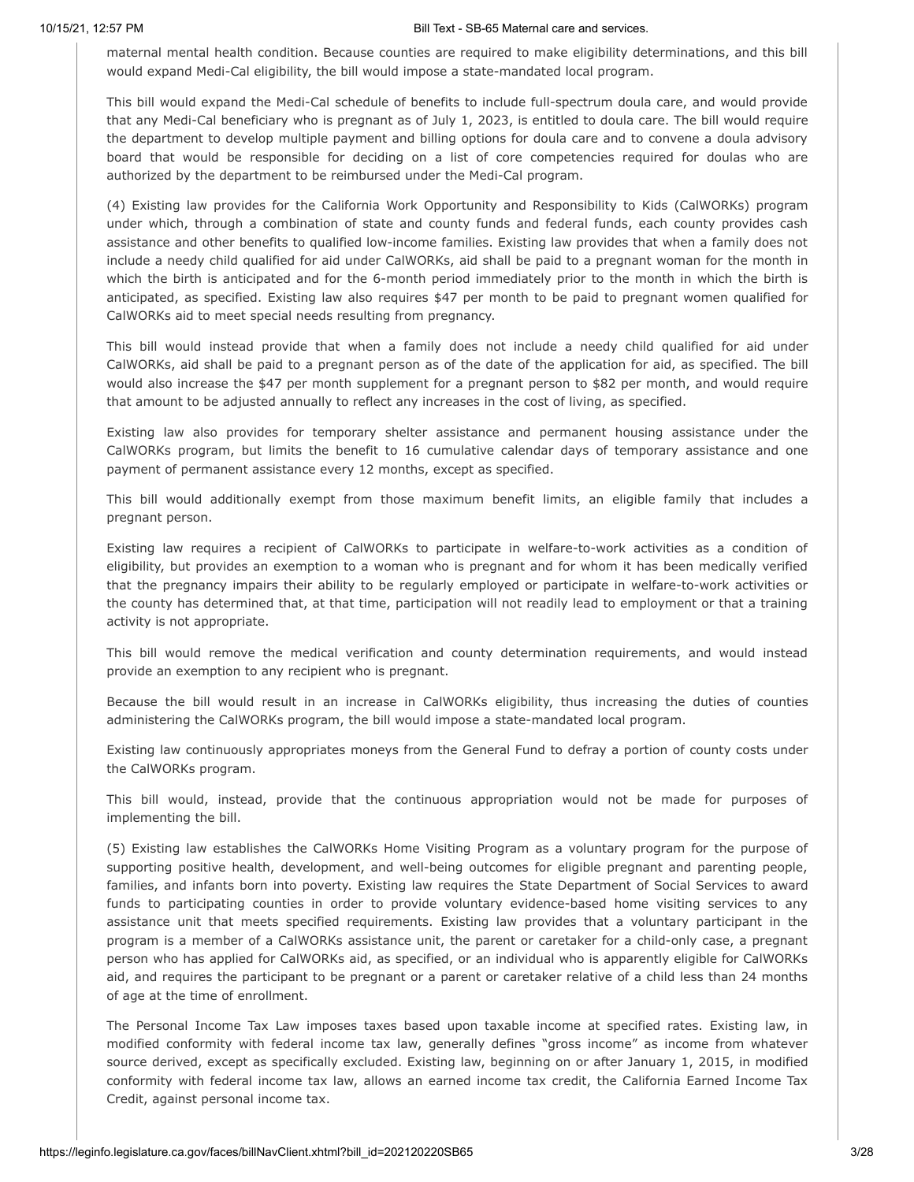maternal mental health condition. Because counties are required to make eligibility determinations, and this bill would expand Medi-Cal eligibility, the bill would impose a state-mandated local program.

This bill would expand the Medi-Cal schedule of benefits to include full-spectrum doula care, and would provide that any Medi-Cal beneficiary who is pregnant as of July 1, 2023, is entitled to doula care. The bill would require the department to develop multiple payment and billing options for doula care and to convene a doula advisory board that would be responsible for deciding on a list of core competencies required for doulas who are authorized by the department to be reimbursed under the Medi-Cal program.

(4) Existing law provides for the California Work Opportunity and Responsibility to Kids (CalWORKs) program under which, through a combination of state and county funds and federal funds, each county provides cash assistance and other benefits to qualified low-income families. Existing law provides that when a family does not include a needy child qualified for aid under CalWORKs, aid shall be paid to a pregnant woman for the month in which the birth is anticipated and for the 6-month period immediately prior to the month in which the birth is anticipated, as specified. Existing law also requires $47 per month to be paid to pregnant women qualified for CalWORKs aid to meet special needs resulting from pregnancy.

This bill would instead provide that when a family does not include a needy child qualified for aid under CalWORKs, aid shall be paid to a pregnant person as of the date of the application for aid, as specified. The bill would also increase the $47 per month supplement for a pregnant person to $82 per month, and would require that amount to be adjusted annually to reflect any increases in the cost of living, as specified.

Existing law also provides for temporary shelter assistance and permanent housing assistance under the CalWORKs program, but limits the benefit to 16 cumulative calendar days of temporary assistance and one payment of permanent assistance every 12 months, except as specified.

This bill would additionally exempt from those maximum benefit limits, an eligible family that includes a pregnant person.

Existing law requires a recipient of CalWORKs to participate in welfare-to-work activities as a condition of eligibility, but provides an exemption to a woman who is pregnant and for whom it has been medically verified that the pregnancy impairs their ability to be regularly employed or participate in welfare-to-work activities or the county has determined that, at that time, participation will not readily lead to employment or that a training activity is not appropriate.

This bill would remove the medical verification and county determination requirements, and would instead provide an exemption to any recipient who is pregnant.

Because the bill would result in an increase in CalWORKs eligibility, thus increasing the duties of counties administering the CalWORKs program, the bill would impose a state-mandated local program.

Existing law continuously appropriates moneys from the General Fund to defray a portion of county costs under the CalWORKs program.

This bill would, instead, provide that the continuous appropriation would not be made for purposes of implementing the bill.

(5) Existing law establishes the CalWORKs Home Visiting Program as a voluntary program for the purpose of supporting positive health, development, and well-being outcomes for eligible pregnant and parenting people, families, and infants born into poverty. Existing law requires the State Department of Social Services to award funds to participating counties in order to provide voluntary evidence-based home visiting services to any assistance unit that meets specified requirements. Existing law provides that a voluntary participant in the program is a member of a CalWORKs assistance unit, the parent or caretaker for a child-only case, a pregnant person who has applied for CalWORKs aid, as specified, or an individual who is apparently eligible for CalWORKs aid, and requires the participant to be pregnant or a parent or caretaker relative of a child less than 24 months of age at the time of enrollment.

The Personal Income Tax Law imposes taxes based upon taxable income at specified rates. Existing law, in modified conformity with federal income tax law, generally defines "gross income" as income from whatever source derived, except as specifically excluded. Existing law, beginning on or after January 1, 2015, in modified conformity with federal income tax law, allows an earned income tax credit, the California Earned Income Tax Credit, against personal income tax.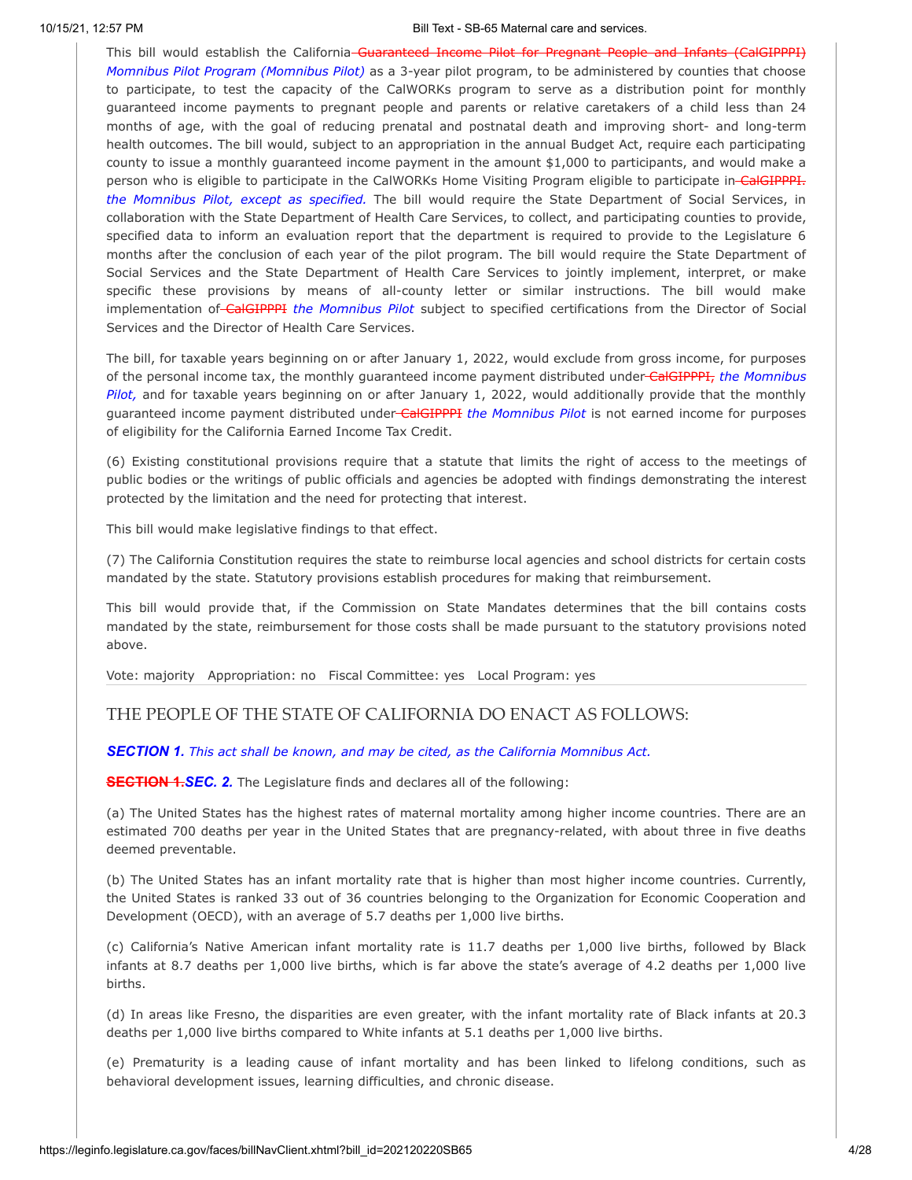This bill would establish the California ~~Guaranteed Income Pilot for Pregnant People and Infants (CalGIPPPI)~~ *Momnibus Pilot Program (Momnibus Pilot)* as a 3-year pilot program, to be administered by counties that choose to participate, to test the capacity of the CalWORKs program to serve as a distribution point for monthly guaranteed income payments to pregnant people and parents or relative caretakers of a child less than 24 months of age, with the goal of reducing prenatal and postnatal death and improving short- and long-term health outcomes. The bill would, subject to an appropriation in the annual Budget Act, require each participating county to issue a monthly guaranteed income payment in the amount $1,000 to participants, and would make a person who is eligible to participate in the CalWORKs Home Visiting Program eligible to participate in ~~CalGIPPPI.~~ *the Momnibus Pilot, except as specified.* The bill would require the State Department of Social Services, in collaboration with the State Department of Health Care Services, to collect, and participating counties to provide, specified data to inform an evaluation report that the department is required to provide to the Legislature 6 months after the conclusion of each year of the pilot program. The bill would require the State Department of Social Services and the State Department of Health Care Services to jointly implement, interpret, or make specific these provisions by means of all-county letter or similar instructions. The bill would make implementation of ~~CalGIPPPI~~ *the Momnibus Pilot* subject to specified certifications from the Director of Social Services and the Director of Health Care Services.

The bill, for taxable years beginning on or after January 1, 2022, would exclude from gross income, for purposes of the personal income tax, the monthly guaranteed income payment distributed under ~~CalGIPPPI,~~ *the Momnibus Pilot,* and for taxable years beginning on or after January 1, 2022, would additionally provide that the monthly guaranteed income payment distributed under ~~CalGIPPPI~~ *the Momnibus Pilot* is not earned income for purposes of eligibility for the California Earned Income Tax Credit.

(6) Existing constitutional provisions require that a statute that limits the right of access to the meetings of public bodies or the writings of public officials and agencies be adopted with findings demonstrating the interest protected by the limitation and the need for protecting that interest.

This bill would make legislative findings to that effect.

(7) The California Constitution requires the state to reimburse local agencies and school districts for certain costs mandated by the state. Statutory provisions establish procedures for making that reimbursement.

This bill would provide that, if the Commission on State Mandates determines that the bill contains costs mandated by the state, reimbursement for those costs shall be made pursuant to the statutory provisions noted above.

Vote: majority Appropriation: no Fiscal Committee: yes Local Program: yes

## THE PEOPLE OF THE STATE OF CALIFORNIA DO ENACT AS FOLLOWS:

***SECTION 1.*** *This act shall be known, and may be cited, as the California Momnibus Act.*

~~**SECTION 1.**~~***SEC. 2.*** The Legislature finds and declares all of the following:

(a) The United States has the highest rates of maternal mortality among higher income countries. There are an estimated 700 deaths per year in the United States that are pregnancy-related, with about three in five deaths deemed preventable.

(b) The United States has an infant mortality rate that is higher than most higher income countries. Currently, the United States is ranked 33 out of 36 countries belonging to the Organization for Economic Cooperation and Development (OECD), with an average of 5.7 deaths per 1,000 live births.

(c) California's Native American infant mortality rate is 11.7 deaths per 1,000 live births, followed by Black infants at 8.7 deaths per 1,000 live births, which is far above the state's average of 4.2 deaths per 1,000 live births.

(d) In areas like Fresno, the disparities are even greater, with the infant mortality rate of Black infants at 20.3 deaths per 1,000 live births compared to White infants at 5.1 deaths per 1,000 live births.

(e) Prematurity is a leading cause of infant mortality and has been linked to lifelong conditions, such as behavioral development issues, learning difficulties, and chronic disease.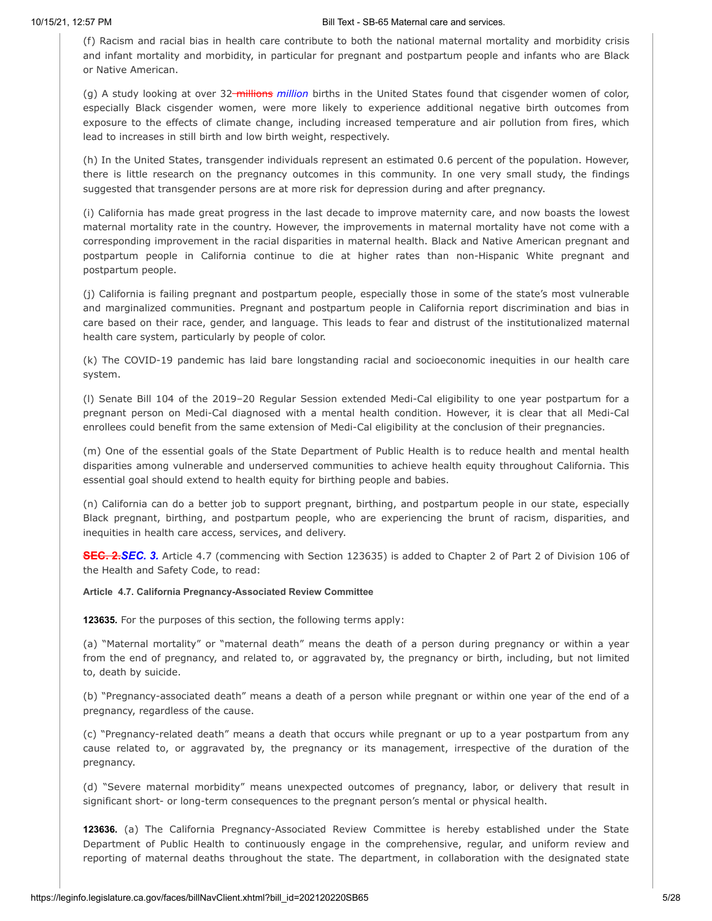(f) Racism and racial bias in health care contribute to both the national maternal mortality and morbidity crisis and infant mortality and morbidity, in particular for pregnant and postpartum people and infants who are Black or Native American.

(g) A study looking at over 32 ~~millions~~ *million* births in the United States found that cisgender women of color, especially Black cisgender women, were more likely to experience additional negative birth outcomes from exposure to the effects of climate change, including increased temperature and air pollution from fires, which lead to increases in still birth and low birth weight, respectively.

(h) In the United States, transgender individuals represent an estimated 0.6 percent of the population. However, there is little research on the pregnancy outcomes in this community. In one very small study, the findings suggested that transgender persons are at more risk for depression during and after pregnancy.

(i) California has made great progress in the last decade to improve maternity care, and now boasts the lowest maternal mortality rate in the country. However, the improvements in maternal mortality have not come with a corresponding improvement in the racial disparities in maternal health. Black and Native American pregnant and postpartum people in California continue to die at higher rates than non-Hispanic White pregnant and postpartum people.

(j) California is failing pregnant and postpartum people, especially those in some of the state's most vulnerable and marginalized communities. Pregnant and postpartum people in California report discrimination and bias in care based on their race, gender, and language. This leads to fear and distrust of the institutionalized maternal health care system, particularly by people of color.

(k) The COVID-19 pandemic has laid bare longstanding racial and socioeconomic inequities in our health care system.

(l) Senate Bill 104 of the 2019–20 Regular Session extended Medi-Cal eligibility to one year postpartum for a pregnant person on Medi-Cal diagnosed with a mental health condition. However, it is clear that all Medi-Cal enrollees could benefit from the same extension of Medi-Cal eligibility at the conclusion of their pregnancies.

(m) One of the essential goals of the State Department of Public Health is to reduce health and mental health disparities among vulnerable and underserved communities to achieve health equity throughout California. This essential goal should extend to health equity for birthing people and babies.

(n) California can do a better job to support pregnant, birthing, and postpartum people in our state, especially Black pregnant, birthing, and postpartum people, who are experiencing the brunt of racism, disparities, and inequities in health care access, services, and delivery.

**~~SEC. 2.~~*SEC. 3.*** Article 4.7 (commencing with Section 123635) is added to Chapter 2 of Part 2 of Division 106 of the Health and Safety Code, to read:

**Article 4.7. California Pregnancy-Associated Review Committee**

**123635.** For the purposes of this section, the following terms apply:

(a) "Maternal mortality" or "maternal death" means the death of a person during pregnancy or within a year from the end of pregnancy, and related to, or aggravated by, the pregnancy or birth, including, but not limited to, death by suicide.

(b) "Pregnancy-associated death" means a death of a person while pregnant or within one year of the end of a pregnancy, regardless of the cause.

(c) "Pregnancy-related death" means a death that occurs while pregnant or up to a year postpartum from any cause related to, or aggravated by, the pregnancy or its management, irrespective of the duration of the pregnancy.

(d) "Severe maternal morbidity" means unexpected outcomes of pregnancy, labor, or delivery that result in significant short- or long-term consequences to the pregnant person's mental or physical health.

**123636.** (a) The California Pregnancy-Associated Review Committee is hereby established under the State Department of Public Health to continuously engage in the comprehensive, regular, and uniform review and reporting of maternal deaths throughout the state. The department, in collaboration with the designated state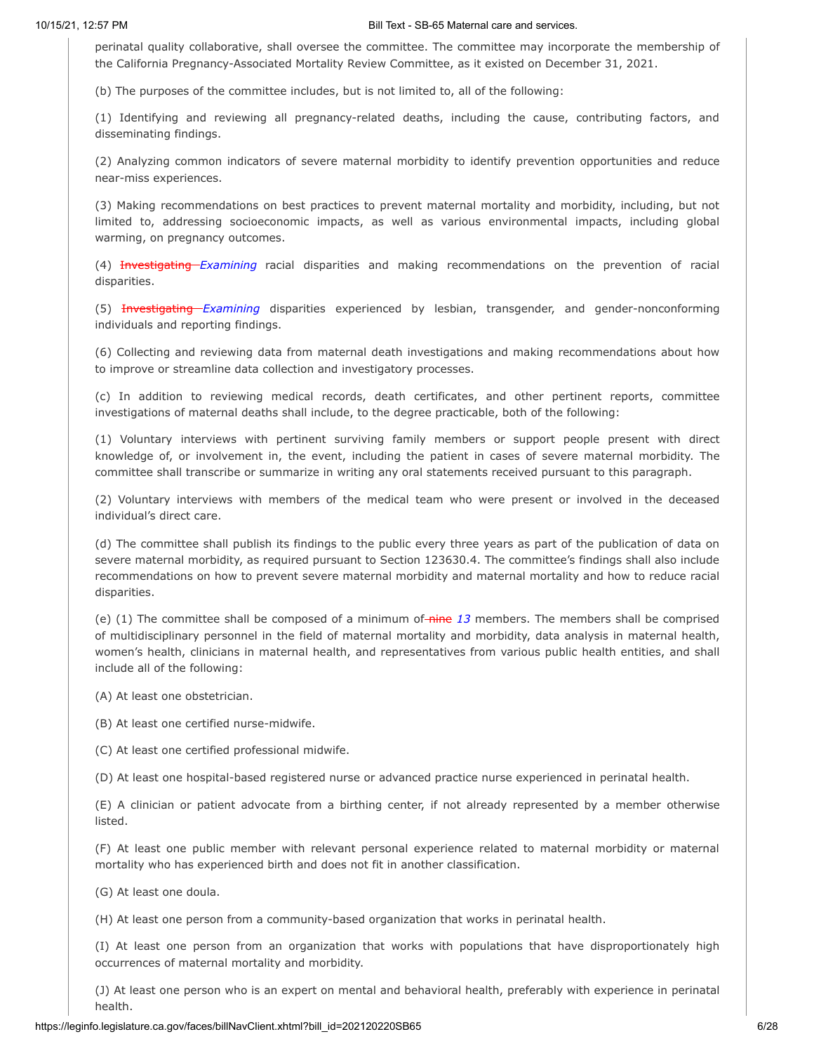perinatal quality collaborative, shall oversee the committee. The committee may incorporate the membership of the California Pregnancy-Associated Mortality Review Committee, as it existed on December 31, 2021.

(b) The purposes of the committee includes, but is not limited to, all of the following:

(1) Identifying and reviewing all pregnancy-related deaths, including the cause, contributing factors, and disseminating findings.

(2) Analyzing common indicators of severe maternal morbidity to identify prevention opportunities and reduce near-miss experiences.

(3) Making recommendations on best practices to prevent maternal mortality and morbidity, including, but not limited to, addressing socioeconomic impacts, as well as various environmental impacts, including global warming, on pregnancy outcomes.

(4) ~~Investigating~~ *Examining* racial disparities and making recommendations on the prevention of racial disparities.

(5) ~~Investigating~~ *Examining* disparities experienced by lesbian, transgender, and gender-nonconforming individuals and reporting findings.

(6) Collecting and reviewing data from maternal death investigations and making recommendations about how to improve or streamline data collection and investigatory processes.

(c) In addition to reviewing medical records, death certificates, and other pertinent reports, committee investigations of maternal deaths shall include, to the degree practicable, both of the following:

(1) Voluntary interviews with pertinent surviving family members or support people present with direct knowledge of, or involvement in, the event, including the patient in cases of severe maternal morbidity. The committee shall transcribe or summarize in writing any oral statements received pursuant to this paragraph.

(2) Voluntary interviews with members of the medical team who were present or involved in the deceased individual's direct care.

(d) The committee shall publish its findings to the public every three years as part of the publication of data on severe maternal morbidity, as required pursuant to Section 123630.4. The committee's findings shall also include recommendations on how to prevent severe maternal morbidity and maternal mortality and how to reduce racial disparities.

(e) (1) The committee shall be composed of a minimum of ~~nine~~ *13* members. The members shall be comprised of multidisciplinary personnel in the field of maternal mortality and morbidity, data analysis in maternal health, women's health, clinicians in maternal health, and representatives from various public health entities, and shall include all of the following:

(A) At least one obstetrician.

(B) At least one certified nurse-midwife.

(C) At least one certified professional midwife.

(D) At least one hospital-based registered nurse or advanced practice nurse experienced in perinatal health.

(E) A clinician or patient advocate from a birthing center, if not already represented by a member otherwise listed.

(F) At least one public member with relevant personal experience related to maternal morbidity or maternal mortality who has experienced birth and does not fit in another classification.

(G) At least one doula.

(H) At least one person from a community-based organization that works in perinatal health.

(I) At least one person from an organization that works with populations that have disproportionately high occurrences of maternal mortality and morbidity.

(J) At least one person who is an expert on mental and behavioral health, preferably with experience in perinatal health.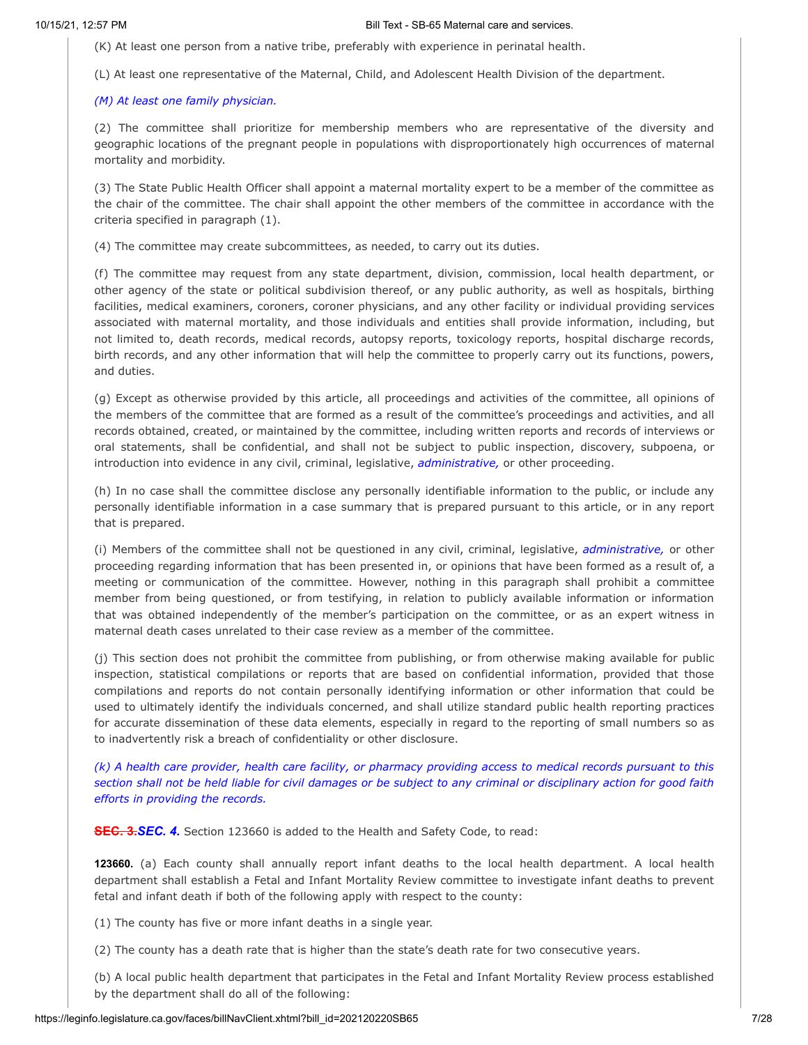(K) At least one person from a native tribe, preferably with experience in perinatal health.

(L) At least one representative of the Maternal, Child, and Adolescent Health Division of the department.

*(M) At least one family physician.*

(2) The committee shall prioritize for membership members who are representative of the diversity and geographic locations of the pregnant people in populations with disproportionately high occurrences of maternal mortality and morbidity.

(3) The State Public Health Officer shall appoint a maternal mortality expert to be a member of the committee as the chair of the committee. The chair shall appoint the other members of the committee in accordance with the criteria specified in paragraph (1).

(4) The committee may create subcommittees, as needed, to carry out its duties.

(f) The committee may request from any state department, division, commission, local health department, or other agency of the state or political subdivision thereof, or any public authority, as well as hospitals, birthing facilities, medical examiners, coroners, coroner physicians, and any other facility or individual providing services associated with maternal mortality, and those individuals and entities shall provide information, including, but not limited to, death records, medical records, autopsy reports, toxicology reports, hospital discharge records, birth records, and any other information that will help the committee to properly carry out its functions, powers, and duties.

(g) Except as otherwise provided by this article, all proceedings and activities of the committee, all opinions of the members of the committee that are formed as a result of the committee's proceedings and activities, and all records obtained, created, or maintained by the committee, including written reports and records of interviews or oral statements, shall be confidential, and shall not be subject to public inspection, discovery, subpoena, or introduction into evidence in any civil, criminal, legislative, *administrative,* or other proceeding.

(h) In no case shall the committee disclose any personally identifiable information to the public, or include any personally identifiable information in a case summary that is prepared pursuant to this article, or in any report that is prepared.

(i) Members of the committee shall not be questioned in any civil, criminal, legislative, *administrative,* or other proceeding regarding information that has been presented in, or opinions that have been formed as a result of, a meeting or communication of the committee. However, nothing in this paragraph shall prohibit a committee member from being questioned, or from testifying, in relation to publicly available information or information that was obtained independently of the member's participation on the committee, or as an expert witness in maternal death cases unrelated to their case review as a member of the committee.

(j) This section does not prohibit the committee from publishing, or from otherwise making available for public inspection, statistical compilations or reports that are based on confidential information, provided that those compilations and reports do not contain personally identifying information or other information that could be used to ultimately identify the individuals concerned, and shall utilize standard public health reporting practices for accurate dissemination of these data elements, especially in regard to the reporting of small numbers so as to inadvertently risk a breach of confidentiality or other disclosure.

*(k) A health care provider, health care facility, or pharmacy providing access to medical records pursuant to this section shall not be held liable for civil damages or be subject to any criminal or disciplinary action for good faith efforts in providing the records.*

~~**SEC. 3.**~~***SEC. 4.*** Section 123660 is added to the Health and Safety Code, to read:

**123660.** (a) Each county shall annually report infant deaths to the local health department. A local health department shall establish a Fetal and Infant Mortality Review committee to investigate infant deaths to prevent fetal and infant death if both of the following apply with respect to the county:

(1) The county has five or more infant deaths in a single year.

(2) The county has a death rate that is higher than the state's death rate for two consecutive years.

(b) A local public health department that participates in the Fetal and Infant Mortality Review process established by the department shall do all of the following: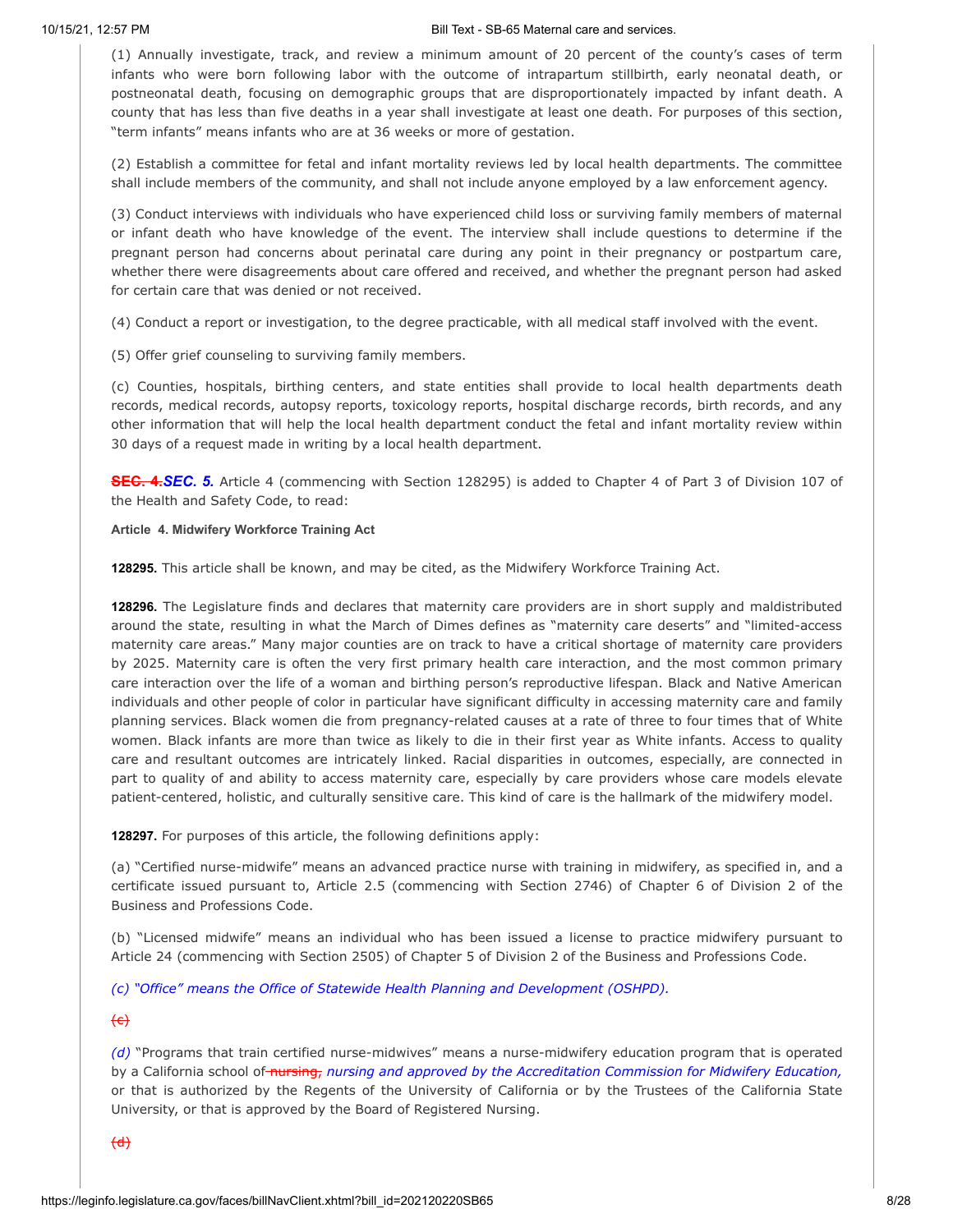(1) Annually investigate, track, and review a minimum amount of 20 percent of the county's cases of term infants who were born following labor with the outcome of intrapartum stillbirth, early neonatal death, or postneonatal death, focusing on demographic groups that are disproportionately impacted by infant death. A county that has less than five deaths in a year shall investigate at least one death. For purposes of this section, "term infants" means infants who are at 36 weeks or more of gestation.

(2) Establish a committee for fetal and infant mortality reviews led by local health departments. The committee shall include members of the community, and shall not include anyone employed by a law enforcement agency.

(3) Conduct interviews with individuals who have experienced child loss or surviving family members of maternal or infant death who have knowledge of the event. The interview shall include questions to determine if the pregnant person had concerns about perinatal care during any point in their pregnancy or postpartum care, whether there were disagreements about care offered and received, and whether the pregnant person had asked for certain care that was denied or not received.

(4) Conduct a report or investigation, to the degree practicable, with all medical staff involved with the event.

(5) Offer grief counseling to surviving family members.

(c) Counties, hospitals, birthing centers, and state entities shall provide to local health departments death records, medical records, autopsy reports, toxicology reports, hospital discharge records, birth records, and any other information that will help the local health department conduct the fetal and infant mortality review within 30 days of a request made in writing by a local health department.

~~**SEC. 4.**~~***SEC. 5.*** Article 4 (commencing with Section 128295) is added to Chapter 4 of Part 3 of Division 107 of the Health and Safety Code, to read:

**Article 4. Midwifery Workforce Training Act**

**128295.** This article shall be known, and may be cited, as the Midwifery Workforce Training Act.

**128296.** The Legislature finds and declares that maternity care providers are in short supply and maldistributed around the state, resulting in what the March of Dimes defines as "maternity care deserts" and "limited-access maternity care areas." Many major counties are on track to have a critical shortage of maternity care providers by 2025. Maternity care is often the very first primary health care interaction, and the most common primary care interaction over the life of a woman and birthing person's reproductive lifespan. Black and Native American individuals and other people of color in particular have significant difficulty in accessing maternity care and family planning services. Black women die from pregnancy-related causes at a rate of three to four times that of White women. Black infants are more than twice as likely to die in their first year as White infants. Access to quality care and resultant outcomes are intricately linked. Racial disparities in outcomes, especially, are connected in part to quality of and ability to access maternity care, especially by care providers whose care models elevate patient-centered, holistic, and culturally sensitive care. This kind of care is the hallmark of the midwifery model.

**128297.** For purposes of this article, the following definitions apply:

(a) "Certified nurse-midwife" means an advanced practice nurse with training in midwifery, as specified in, and a certificate issued pursuant to, Article 2.5 (commencing with Section 2746) of Chapter 6 of Division 2 of the Business and Professions Code.

(b) "Licensed midwife" means an individual who has been issued a license to practice midwifery pursuant to Article 24 (commencing with Section 2505) of Chapter 5 of Division 2 of the Business and Professions Code.

*(c) "Office" means the Office of Statewide Health Planning and Development (OSHPD).*

~~(c)~~

*(d)* "Programs that train certified nurse-midwives" means a nurse-midwifery education program that is operated by a California school of ~~nursing,~~ *nursing and approved by the Accreditation Commission for Midwifery Education,* or that is authorized by the Regents of the University of California or by the Trustees of the California State University, or that is approved by the Board of Registered Nursing.

~~(d)~~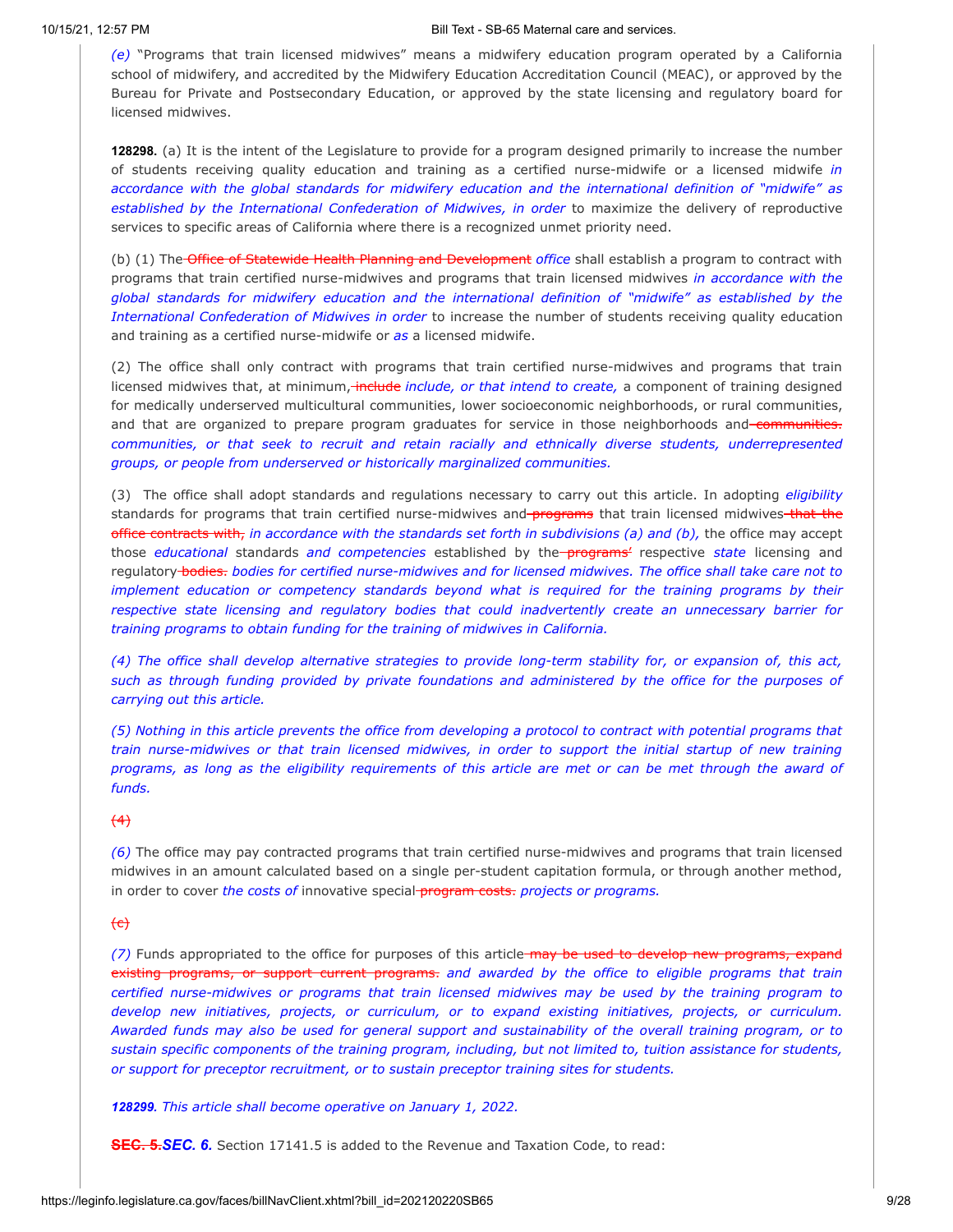*(e)* "Programs that train licensed midwives" means a midwifery education program operated by a California school of midwifery, and accredited by the Midwifery Education Accreditation Council (MEAC), or approved by the Bureau for Private and Postsecondary Education, or approved by the state licensing and regulatory board for licensed midwives.

**128298.** (a) It is the intent of the Legislature to provide for a program designed primarily to increase the number of students receiving quality education and training as a certified nurse-midwife or a licensed midwife *in accordance with the global standards for midwifery education and the international definition of "midwife" as established by the International Confederation of Midwives, in order* to maximize the delivery of reproductive services to specific areas of California where there is a recognized unmet priority need.

(b) (1) The ~~Office of Statewide Health Planning and Development~~ *office* shall establish a program to contract with programs that train certified nurse-midwives and programs that train licensed midwives *in accordance with the global standards for midwifery education and the international definition of "midwife" as established by the International Confederation of Midwives in order* to increase the number of students receiving quality education and training as a certified nurse-midwife or *as* a licensed midwife.

(2) The office shall only contract with programs that train certified nurse-midwives and programs that train licensed midwives that, at minimum, ~~include~~ *include, or that intend to create,* a component of training designed for medically underserved multicultural communities, lower socioeconomic neighborhoods, or rural communities, and that are organized to prepare program graduates for service in those neighborhoods and ~~communities.~~ *communities, or that seek to recruit and retain racially and ethnically diverse students, underrepresented groups, or people from underserved or historically marginalized communities.*

(3) The office shall adopt standards and regulations necessary to carry out this article. In adopting *eligibility* standards for programs that train certified nurse-midwives and ~~programs~~ that train licensed midwives ~~that the office contracts with,~~ *in accordance with the standards set forth in subdivisions (a) and (b),* the office may accept those *educational* standards *and competencies* established by the ~~programs'~~ respective *state* licensing and regulatory ~~bodies.~~ *bodies for certified nurse-midwives and for licensed midwives. The office shall take care not to implement education or competency standards beyond what is required for the training programs by their respective state licensing and regulatory bodies that could inadvertently create an unnecessary barrier for training programs to obtain funding for the training of midwives in California.*

*(4) The office shall develop alternative strategies to provide long-term stability for, or expansion of, this act, such as through funding provided by private foundations and administered by the office for the purposes of carrying out this article.*

*(5) Nothing in this article prevents the office from developing a protocol to contract with potential programs that train nurse-midwives or that train licensed midwives, in order to support the initial startup of new training programs, as long as the eligibility requirements of this article are met or can be met through the award of funds.*

~~(4)~~

*(6)* The office may pay contracted programs that train certified nurse-midwives and programs that train licensed midwives in an amount calculated based on a single per-student capitation formula, or through another method, in order to cover *the costs of* innovative special ~~program costs.~~ *projects or programs.*

~~(c)~~

*(7)* Funds appropriated to the office for purposes of this article ~~may be used to develop new programs, expand existing programs, or support current programs.~~ *and awarded by the office to eligible programs that train certified nurse-midwives or programs that train licensed midwives may be used by the training program to develop new initiatives, projects, or curriculum, or to expand existing initiatives, projects, or curriculum. Awarded funds may also be used for general support and sustainability of the overall training program, or to sustain specific components of the training program, including, but not limited to, tuition assistance for students, or support for preceptor recruitment, or to sustain preceptor training sites for students.*

***128299.*** *This article shall become operative on January 1, 2022.*

~~**SEC. 5.**~~ ***SEC. 6.*** Section 17141.5 is added to the Revenue and Taxation Code, to read: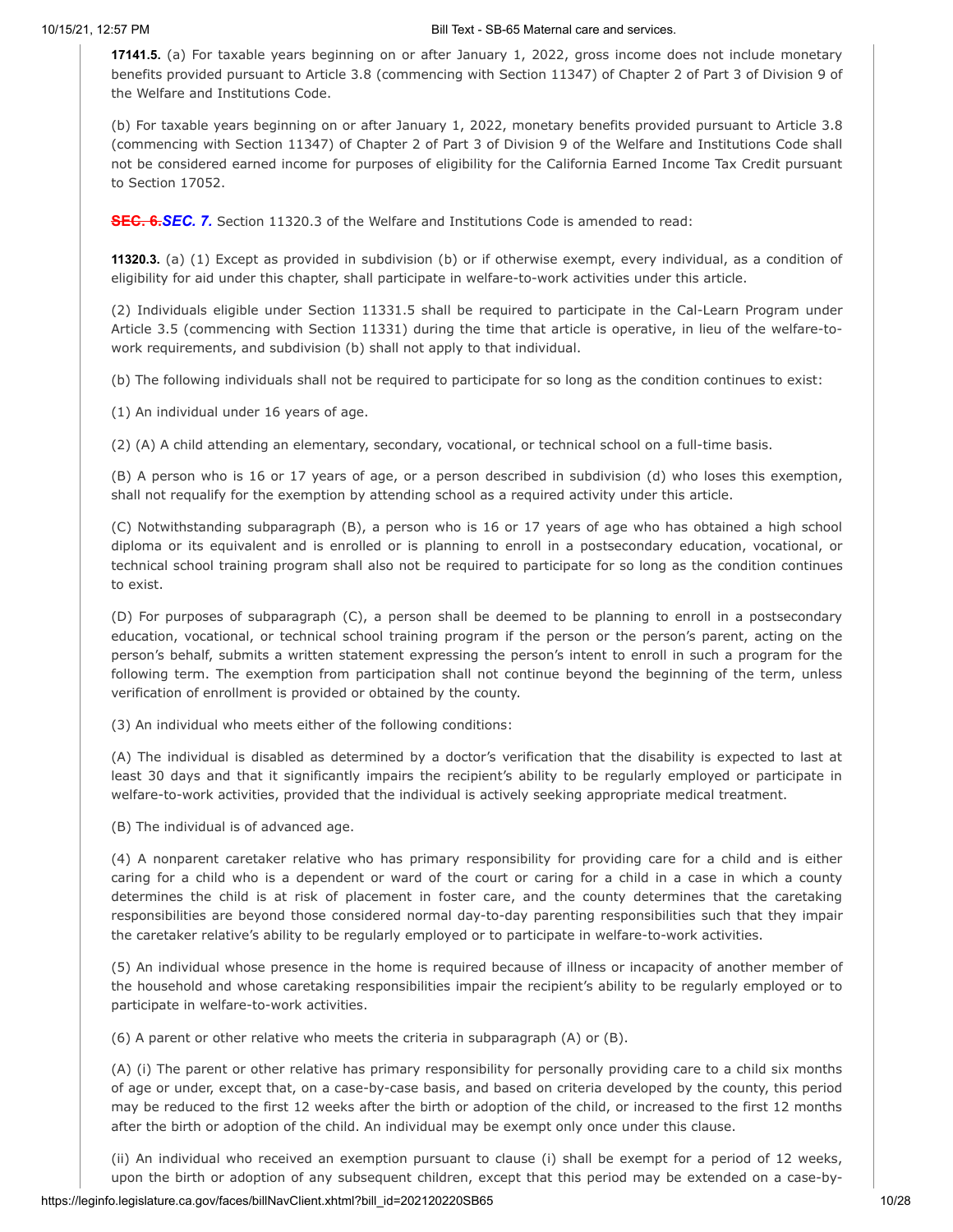**17141.5.** (a) For taxable years beginning on or after January 1, 2022, gross income does not include monetary benefits provided pursuant to Article 3.8 (commencing with Section 11347) of Chapter 2 of Part 3 of Division 9 of the Welfare and Institutions Code.

(b) For taxable years beginning on or after January 1, 2022, monetary benefits provided pursuant to Article 3.8 (commencing with Section 11347) of Chapter 2 of Part 3 of Division 9 of the Welfare and Institutions Code shall not be considered earned income for purposes of eligibility for the California Earned Income Tax Credit pursuant to Section 17052.

~~**SEC. 6.**~~***SEC. 7.*** Section 11320.3 of the Welfare and Institutions Code is amended to read:

**11320.3.** (a) (1) Except as provided in subdivision (b) or if otherwise exempt, every individual, as a condition of eligibility for aid under this chapter, shall participate in welfare-to-work activities under this article.

(2) Individuals eligible under Section 11331.5 shall be required to participate in the Cal-Learn Program under Article 3.5 (commencing with Section 11331) during the time that article is operative, in lieu of the welfare-to-work requirements, and subdivision (b) shall not apply to that individual.

(b) The following individuals shall not be required to participate for so long as the condition continues to exist:

(1) An individual under 16 years of age.

(2) (A) A child attending an elementary, secondary, vocational, or technical school on a full-time basis.

(B) A person who is 16 or 17 years of age, or a person described in subdivision (d) who loses this exemption, shall not requalify for the exemption by attending school as a required activity under this article.

(C) Notwithstanding subparagraph (B), a person who is 16 or 17 years of age who has obtained a high school diploma or its equivalent and is enrolled or is planning to enroll in a postsecondary education, vocational, or technical school training program shall also not be required to participate for so long as the condition continues to exist.

(D) For purposes of subparagraph (C), a person shall be deemed to be planning to enroll in a postsecondary education, vocational, or technical school training program if the person or the person's parent, acting on the person's behalf, submits a written statement expressing the person's intent to enroll in such a program for the following term. The exemption from participation shall not continue beyond the beginning of the term, unless verification of enrollment is provided or obtained by the county.

(3) An individual who meets either of the following conditions:

(A) The individual is disabled as determined by a doctor's verification that the disability is expected to last at least 30 days and that it significantly impairs the recipient's ability to be regularly employed or participate in welfare-to-work activities, provided that the individual is actively seeking appropriate medical treatment.

(B) The individual is of advanced age.

(4) A nonparent caretaker relative who has primary responsibility for providing care for a child and is either caring for a child who is a dependent or ward of the court or caring for a child in a case in which a county determines the child is at risk of placement in foster care, and the county determines that the caretaking responsibilities are beyond those considered normal day-to-day parenting responsibilities such that they impair the caretaker relative's ability to be regularly employed or to participate in welfare-to-work activities.

(5) An individual whose presence in the home is required because of illness or incapacity of another member of the household and whose caretaking responsibilities impair the recipient's ability to be regularly employed or to participate in welfare-to-work activities.

(6) A parent or other relative who meets the criteria in subparagraph (A) or (B).

(A) (i) The parent or other relative has primary responsibility for personally providing care to a child six months of age or under, except that, on a case-by-case basis, and based on criteria developed by the county, this period may be reduced to the first 12 weeks after the birth or adoption of the child, or increased to the first 12 months after the birth or adoption of the child. An individual may be exempt only once under this clause.

(ii) An individual who received an exemption pursuant to clause (i) shall be exempt for a period of 12 weeks, upon the birth or adoption of any subsequent children, except that this period may be extended on a case-by-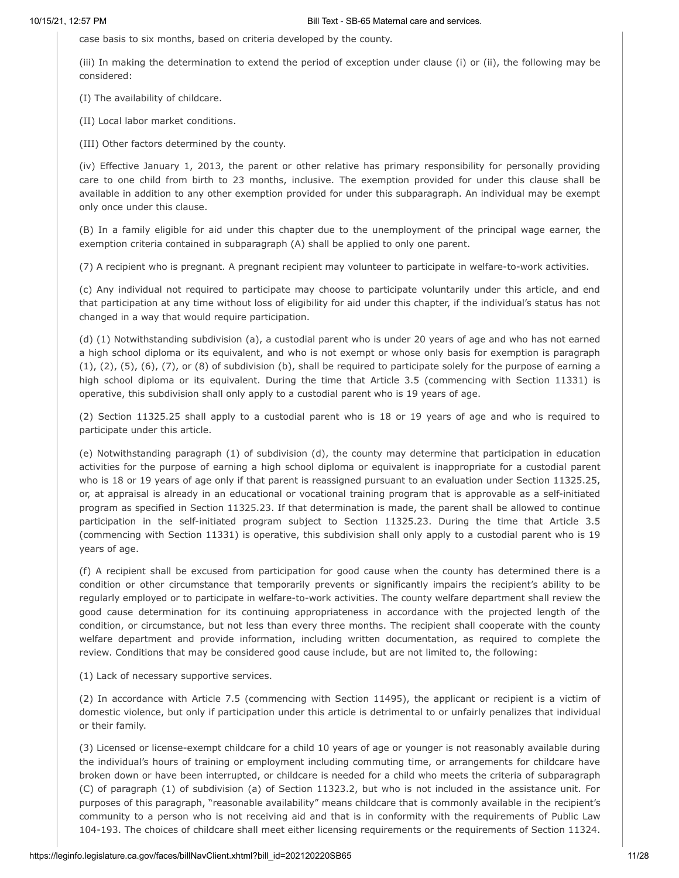case basis to six months, based on criteria developed by the county.

(iii) In making the determination to extend the period of exception under clause (i) or (ii), the following may be considered:

(I) The availability of childcare.

(II) Local labor market conditions.

(III) Other factors determined by the county.

(iv) Effective January 1, 2013, the parent or other relative has primary responsibility for personally providing care to one child from birth to 23 months, inclusive. The exemption provided for under this clause shall be available in addition to any other exemption provided for under this subparagraph. An individual may be exempt only once under this clause.

(B) In a family eligible for aid under this chapter due to the unemployment of the principal wage earner, the exemption criteria contained in subparagraph (A) shall be applied to only one parent.

(7) A recipient who is pregnant. A pregnant recipient may volunteer to participate in welfare-to-work activities.

(c) Any individual not required to participate may choose to participate voluntarily under this article, and end that participation at any time without loss of eligibility for aid under this chapter, if the individual's status has not changed in a way that would require participation.

(d) (1) Notwithstanding subdivision (a), a custodial parent who is under 20 years of age and who has not earned a high school diploma or its equivalent, and who is not exempt or whose only basis for exemption is paragraph (1), (2), (5), (6), (7), or (8) of subdivision (b), shall be required to participate solely for the purpose of earning a high school diploma or its equivalent. During the time that Article 3.5 (commencing with Section 11331) is operative, this subdivision shall only apply to a custodial parent who is 19 years of age.

(2) Section 11325.25 shall apply to a custodial parent who is 18 or 19 years of age and who is required to participate under this article.

(e) Notwithstanding paragraph (1) of subdivision (d), the county may determine that participation in education activities for the purpose of earning a high school diploma or equivalent is inappropriate for a custodial parent who is 18 or 19 years of age only if that parent is reassigned pursuant to an evaluation under Section 11325.25, or, at appraisal is already in an educational or vocational training program that is approvable as a self-initiated program as specified in Section 11325.23. If that determination is made, the parent shall be allowed to continue participation in the self-initiated program subject to Section 11325.23. During the time that Article 3.5 (commencing with Section 11331) is operative, this subdivision shall only apply to a custodial parent who is 19 years of age.

(f) A recipient shall be excused from participation for good cause when the county has determined there is a condition or other circumstance that temporarily prevents or significantly impairs the recipient's ability to be regularly employed or to participate in welfare-to-work activities. The county welfare department shall review the good cause determination for its continuing appropriateness in accordance with the projected length of the condition, or circumstance, but not less than every three months. The recipient shall cooperate with the county welfare department and provide information, including written documentation, as required to complete the review. Conditions that may be considered good cause include, but are not limited to, the following:

(1) Lack of necessary supportive services.

(2) In accordance with Article 7.5 (commencing with Section 11495), the applicant or recipient is a victim of domestic violence, but only if participation under this article is detrimental to or unfairly penalizes that individual or their family.

(3) Licensed or license-exempt childcare for a child 10 years of age or younger is not reasonably available during the individual's hours of training or employment including commuting time, or arrangements for childcare have broken down or have been interrupted, or childcare is needed for a child who meets the criteria of subparagraph (C) of paragraph (1) of subdivision (a) of Section 11323.2, but who is not included in the assistance unit. For purposes of this paragraph, "reasonable availability" means childcare that is commonly available in the recipient's community to a person who is not receiving aid and that is in conformity with the requirements of Public Law 104-193. The choices of childcare shall meet either licensing requirements or the requirements of Section 11324.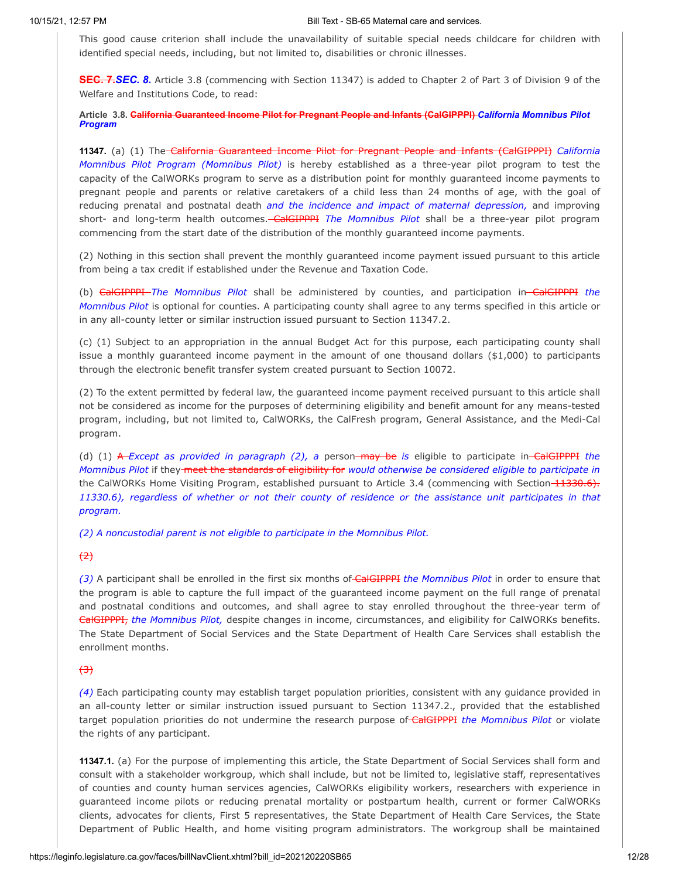This good cause criterion shall include the unavailability of suitable special needs childcare for children with identified special needs, including, but not limited to, disabilities or chronic illnesses.

~~**SEC. 7.**~~***SEC. 8.*** Article 3.8 (commencing with Section 11347) is added to Chapter 2 of Part 3 of Division 9 of the Welfare and Institutions Code, to read:

**Article 3.8. ~~California Guaranteed Income Pilot for Pregnant People and Infants (CalGIPPPI)~~ *California Momnibus Pilot Program***

**11347.** (a) (1) The ~~California Guaranteed Income Pilot for Pregnant People and Infants (CalGIPPPI)~~ *California Momnibus Pilot Program (Momnibus Pilot)* is hereby established as a three-year pilot program to test the capacity of the CalWORKs program to serve as a distribution point for monthly guaranteed income payments to pregnant people and parents or relative caretakers of a child less than 24 months of age, with the goal of reducing prenatal and postnatal death *and the incidence and impact of maternal depression,* and improving short- and long-term health outcomes. ~~CalGIPPPI~~ *The Momnibus Pilot* shall be a three-year pilot program commencing from the start date of the distribution of the monthly guaranteed income payments.

(2) Nothing in this section shall prevent the monthly guaranteed income payment issued pursuant to this article from being a tax credit if established under the Revenue and Taxation Code.

(b) ~~CalGIPPPI~~ *The Momnibus Pilot* shall be administered by counties, and participation in ~~CalGIPPPI~~ *the Momnibus Pilot* is optional for counties. A participating county shall agree to any terms specified in this article or in any all-county letter or similar instruction issued pursuant to Section 11347.2.

(c) (1) Subject to an appropriation in the annual Budget Act for this purpose, each participating county shall issue a monthly guaranteed income payment in the amount of one thousand dollars ($1,000) to participants through the electronic benefit transfer system created pursuant to Section 10072.

(2) To the extent permitted by federal law, the guaranteed income payment received pursuant to this article shall not be considered as income for the purposes of determining eligibility and benefit amount for any means-tested program, including, but not limited to, CalWORKs, the CalFresh program, General Assistance, and the Medi-Cal program.

(d) (1) ~~A~~ *Except as provided in paragraph (2), a* person ~~may be~~ *is* eligible to participate in ~~CalGIPPPI~~ *the Momnibus Pilot* if they ~~meet the standards of eligibility for~~ *would otherwise be considered eligible to participate in* the CalWORKs Home Visiting Program, established pursuant to Article 3.4 (commencing with Section ~~11330.6).~~ *11330.6), regardless of whether or not their county of residence or the assistance unit participates in that program.*

*(2) A noncustodial parent is not eligible to participate in the Momnibus Pilot.*

~~(2)~~

*(3)* A participant shall be enrolled in the first six months of ~~CalGIPPPI~~ *the Momnibus Pilot* in order to ensure that the program is able to capture the full impact of the guaranteed income payment on the full range of prenatal and postnatal conditions and outcomes, and shall agree to stay enrolled throughout the three-year term of ~~CalGIPPPI,~~ *the Momnibus Pilot,* despite changes in income, circumstances, and eligibility for CalWORKs benefits. The State Department of Social Services and the State Department of Health Care Services shall establish the enrollment months.

~~(3)~~

*(4)* Each participating county may establish target population priorities, consistent with any guidance provided in an all-county letter or similar instruction issued pursuant to Section 11347.2., provided that the established target population priorities do not undermine the research purpose of ~~CalGIPPPI~~ *the Momnibus Pilot* or violate the rights of any participant.

**11347.1.** (a) For the purpose of implementing this article, the State Department of Social Services shall form and consult with a stakeholder workgroup, which shall include, but not be limited to, legislative staff, representatives of counties and county human services agencies, CalWORKs eligibility workers, researchers with experience in guaranteed income pilots or reducing prenatal mortality or postpartum health, current or former CalWORKs clients, advocates for clients, First 5 representatives, the State Department of Health Care Services, the State Department of Public Health, and home visiting program administrators. The workgroup shall be maintained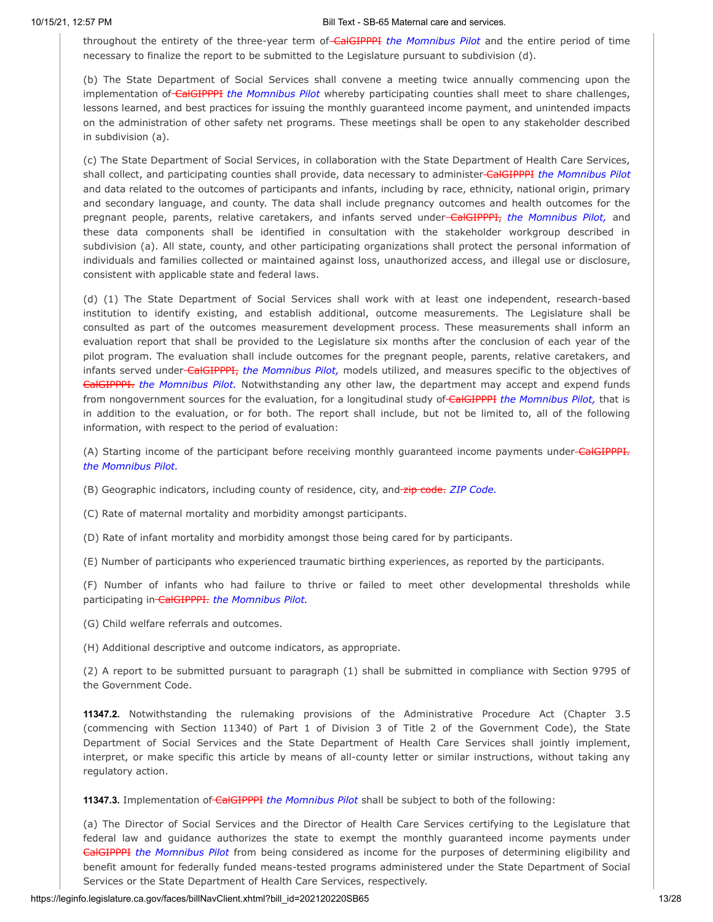throughout the entirety of the three-year term of ~~CalGIPPPI~~ *the Momnibus Pilot* and the entire period of time necessary to finalize the report to be submitted to the Legislature pursuant to subdivision (d).

(b) The State Department of Social Services shall convene a meeting twice annually commencing upon the implementation of ~~CalGIPPPI~~ *the Momnibus Pilot* whereby participating counties shall meet to share challenges, lessons learned, and best practices for issuing the monthly guaranteed income payment, and unintended impacts on the administration of other safety net programs. These meetings shall be open to any stakeholder described in subdivision (a).

(c) The State Department of Social Services, in collaboration with the State Department of Health Care Services, shall collect, and participating counties shall provide, data necessary to administer ~~CalGIPPPI~~ *the Momnibus Pilot* and data related to the outcomes of participants and infants, including by race, ethnicity, national origin, primary and secondary language, and county. The data shall include pregnancy outcomes and health outcomes for the pregnant people, parents, relative caretakers, and infants served under ~~CalGIPPPI,~~ *the Momnibus Pilot,* and these data components shall be identified in consultation with the stakeholder workgroup described in subdivision (a). All state, county, and other participating organizations shall protect the personal information of individuals and families collected or maintained against loss, unauthorized access, and illegal use or disclosure, consistent with applicable state and federal laws.

(d) (1) The State Department of Social Services shall work with at least one independent, research-based institution to identify existing, and establish additional, outcome measurements. The Legislature shall be consulted as part of the outcomes measurement development process. These measurements shall inform an evaluation report that shall be provided to the Legislature six months after the conclusion of each year of the pilot program. The evaluation shall include outcomes for the pregnant people, parents, relative caretakers, and infants served under ~~CalGIPPPI,~~ *the Momnibus Pilot,* models utilized, and measures specific to the objectives of ~~CalGIPPPI.~~ *the Momnibus Pilot.* Notwithstanding any other law, the department may accept and expend funds from nongovernment sources for the evaluation, for a longitudinal study of ~~CalGIPPPI~~ *the Momnibus Pilot,* that is in addition to the evaluation, or for both. The report shall include, but not be limited to, all of the following information, with respect to the period of evaluation:

(A) Starting income of the participant before receiving monthly guaranteed income payments under ~~CalGIPPPI.~~ *the Momnibus Pilot.*

(B) Geographic indicators, including county of residence, city, and ~~zip code.~~ *ZIP Code.*

(C) Rate of maternal mortality and morbidity amongst participants.

(D) Rate of infant mortality and morbidity amongst those being cared for by participants.

(E) Number of participants who experienced traumatic birthing experiences, as reported by the participants.

(F) Number of infants who had failure to thrive or failed to meet other developmental thresholds while participating in ~~CalGIPPPI.~~ *the Momnibus Pilot.*

(G) Child welfare referrals and outcomes.

(H) Additional descriptive and outcome indicators, as appropriate.

(2) A report to be submitted pursuant to paragraph (1) shall be submitted in compliance with Section 9795 of the Government Code.

**11347.2.** Notwithstanding the rulemaking provisions of the Administrative Procedure Act (Chapter 3.5 (commencing with Section 11340) of Part 1 of Division 3 of Title 2 of the Government Code), the State Department of Social Services and the State Department of Health Care Services shall jointly implement, interpret, or make specific this article by means of all-county letter or similar instructions, without taking any regulatory action.

**11347.3.** Implementation of ~~CalGIPPPI~~ *the Momnibus Pilot* shall be subject to both of the following:

(a) The Director of Social Services and the Director of Health Care Services certifying to the Legislature that federal law and guidance authorizes the state to exempt the monthly guaranteed income payments under ~~CalGIPPPI~~ *the Momnibus Pilot* from being considered as income for the purposes of determining eligibility and benefit amount for federally funded means-tested programs administered under the State Department of Social Services or the State Department of Health Care Services, respectively.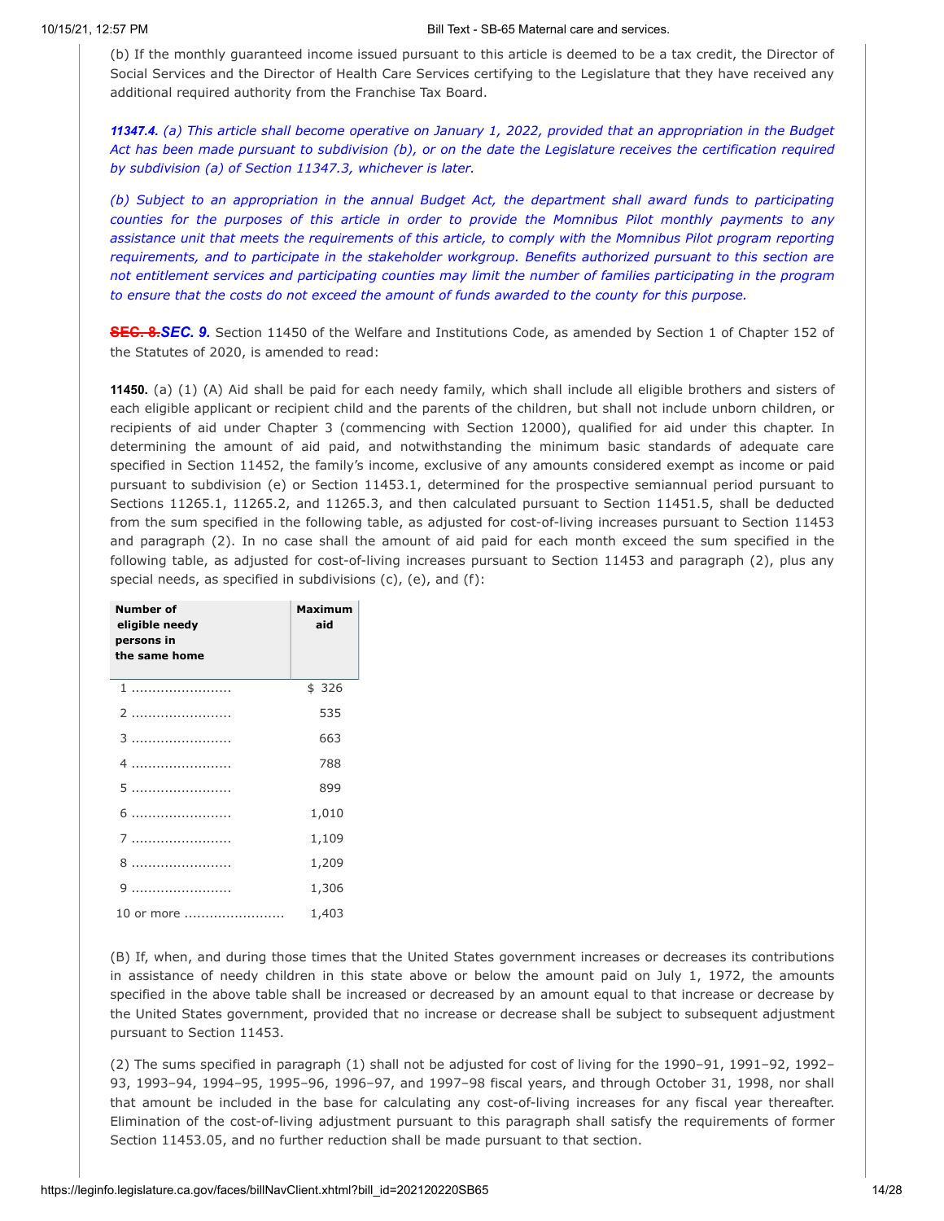(b) If the monthly guaranteed income issued pursuant to this article is deemed to be a tax credit, the Director of Social Services and the Director of Health Care Services certifying to the Legislature that they have received any additional required authority from the Franchise Tax Board.

***11347.4.*** *(a) This article shall become operative on January 1, 2022, provided that an appropriation in the Budget Act has been made pursuant to subdivision (b), or on the date the Legislature receives the certification required by subdivision (a) of Section 11347.3, whichever is later.*

*(b) Subject to an appropriation in the annual Budget Act, the department shall award funds to participating counties for the purposes of this article in order to provide the Momnibus Pilot monthly payments to any assistance unit that meets the requirements of this article, to comply with the Momnibus Pilot program reporting requirements, and to participate in the stakeholder workgroup. Benefits authorized pursuant to this section are not entitlement services and participating counties may limit the number of families participating in the program to ensure that the costs do not exceed the amount of funds awarded to the county for this purpose.*

~~**SEC. 8.**~~***SEC. 9.*** Section 11450 of the Welfare and Institutions Code, as amended by Section 1 of Chapter 152 of the Statutes of 2020, is amended to read:

**11450.** (a) (1) (A) Aid shall be paid for each needy family, which shall include all eligible brothers and sisters of each eligible applicant or recipient child and the parents of the children, but shall not include unborn children, or recipients of aid under Chapter 3 (commencing with Section 12000), qualified for aid under this chapter. In determining the amount of aid paid, and notwithstanding the minimum basic standards of adequate care specified in Section 11452, the family's income, exclusive of any amounts considered exempt as income or paid pursuant to subdivision (e) or Section 11453.1, determined for the prospective semiannual period pursuant to Sections 11265.1, 11265.2, and 11265.3, and then calculated pursuant to Section 11451.5, shall be deducted from the sum specified in the following table, as adjusted for cost-of-living increases pursuant to Section 11453 and paragraph (2). In no case shall the amount of aid paid for each month exceed the sum specified in the following table, as adjusted for cost-of-living increases pursuant to Section 11453 and paragraph (2), plus any special needs, as specified in subdivisions (c), (e), and (f):

| Number of eligible needy persons in the same home | Maximum aid |
|---|---|
| 1 ........................ | $ 326 |
| 2 ........................ | 535 |
| 3 ........................ | 663 |
| 4 ........................ | 788 |
| 5 ........................ | 899 |
| 6 ........................ | 1,010 |
| 7 ........................ | 1,109 |
| 8 ........................ | 1,209 |
| 9 ........................ | 1,306 |
| 10 or more ........................ | 1,403 |

(B) If, when, and during those times that the United States government increases or decreases its contributions in assistance of needy children in this state above or below the amount paid on July 1, 1972, the amounts specified in the above table shall be increased or decreased by an amount equal to that increase or decrease by the United States government, provided that no increase or decrease shall be subject to subsequent adjustment pursuant to Section 11453.

(2) The sums specified in paragraph (1) shall not be adjusted for cost of living for the 1990–91, 1991–92, 1992–93, 1993–94, 1994–95, 1995–96, 1996–97, and 1997–98 fiscal years, and through October 31, 1998, nor shall that amount be included in the base for calculating any cost-of-living increases for any fiscal year thereafter. Elimination of the cost-of-living adjustment pursuant to this paragraph shall satisfy the requirements of former Section 11453.05, and no further reduction shall be made pursuant to that section.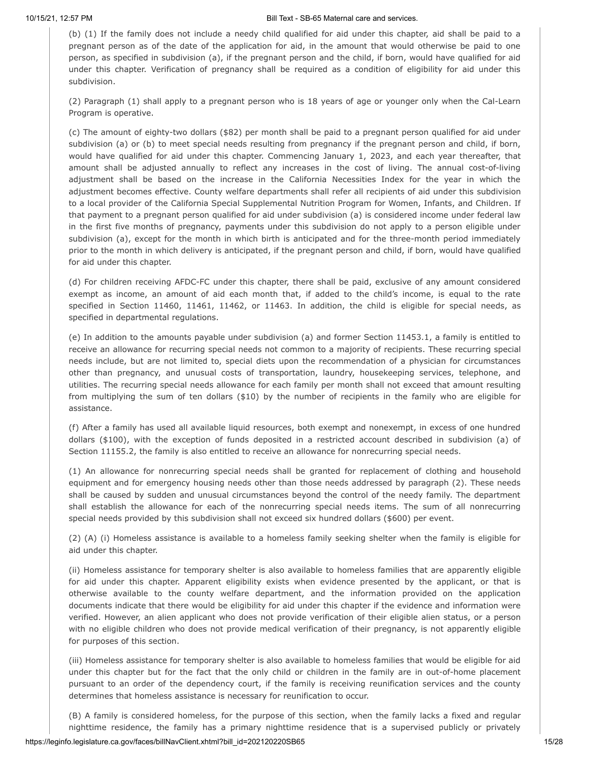(b) (1) If the family does not include a needy child qualified for aid under this chapter, aid shall be paid to a pregnant person as of the date of the application for aid, in the amount that would otherwise be paid to one person, as specified in subdivision (a), if the pregnant person and the child, if born, would have qualified for aid under this chapter. Verification of pregnancy shall be required as a condition of eligibility for aid under this subdivision.

(2) Paragraph (1) shall apply to a pregnant person who is 18 years of age or younger only when the Cal-Learn Program is operative.

(c) The amount of eighty-two dollars ($82) per month shall be paid to a pregnant person qualified for aid under subdivision (a) or (b) to meet special needs resulting from pregnancy if the pregnant person and child, if born, would have qualified for aid under this chapter. Commencing January 1, 2023, and each year thereafter, that amount shall be adjusted annually to reflect any increases in the cost of living. The annual cost-of-living adjustment shall be based on the increase in the California Necessities Index for the year in which the adjustment becomes effective. County welfare departments shall refer all recipients of aid under this subdivision to a local provider of the California Special Supplemental Nutrition Program for Women, Infants, and Children. If that payment to a pregnant person qualified for aid under subdivision (a) is considered income under federal law in the first five months of pregnancy, payments under this subdivision do not apply to a person eligible under subdivision (a), except for the month in which birth is anticipated and for the three-month period immediately prior to the month in which delivery is anticipated, if the pregnant person and child, if born, would have qualified for aid under this chapter.

(d) For children receiving AFDC-FC under this chapter, there shall be paid, exclusive of any amount considered exempt as income, an amount of aid each month that, if added to the child's income, is equal to the rate specified in Section 11460, 11461, 11462, or 11463. In addition, the child is eligible for special needs, as specified in departmental regulations.

(e) In addition to the amounts payable under subdivision (a) and former Section 11453.1, a family is entitled to receive an allowance for recurring special needs not common to a majority of recipients. These recurring special needs include, but are not limited to, special diets upon the recommendation of a physician for circumstances other than pregnancy, and unusual costs of transportation, laundry, housekeeping services, telephone, and utilities. The recurring special needs allowance for each family per month shall not exceed that amount resulting from multiplying the sum of ten dollars ($10) by the number of recipients in the family who are eligible for assistance.

(f) After a family has used all available liquid resources, both exempt and nonexempt, in excess of one hundred dollars ($100), with the exception of funds deposited in a restricted account described in subdivision (a) of Section 11155.2, the family is also entitled to receive an allowance for nonrecurring special needs.

(1) An allowance for nonrecurring special needs shall be granted for replacement of clothing and household equipment and for emergency housing needs other than those needs addressed by paragraph (2). These needs shall be caused by sudden and unusual circumstances beyond the control of the needy family. The department shall establish the allowance for each of the nonrecurring special needs items. The sum of all nonrecurring special needs provided by this subdivision shall not exceed six hundred dollars ($600) per event.

(2) (A) (i) Homeless assistance is available to a homeless family seeking shelter when the family is eligible for aid under this chapter.

(ii) Homeless assistance for temporary shelter is also available to homeless families that are apparently eligible for aid under this chapter. Apparent eligibility exists when evidence presented by the applicant, or that is otherwise available to the county welfare department, and the information provided on the application documents indicate that there would be eligibility for aid under this chapter if the evidence and information were verified. However, an alien applicant who does not provide verification of their eligible alien status, or a person with no eligible children who does not provide medical verification of their pregnancy, is not apparently eligible for purposes of this section.

(iii) Homeless assistance for temporary shelter is also available to homeless families that would be eligible for aid under this chapter but for the fact that the only child or children in the family are in out-of-home placement pursuant to an order of the dependency court, if the family is receiving reunification services and the county determines that homeless assistance is necessary for reunification to occur.

(B) A family is considered homeless, for the purpose of this section, when the family lacks a fixed and regular nighttime residence, the family has a primary nighttime residence that is a supervised publicly or privately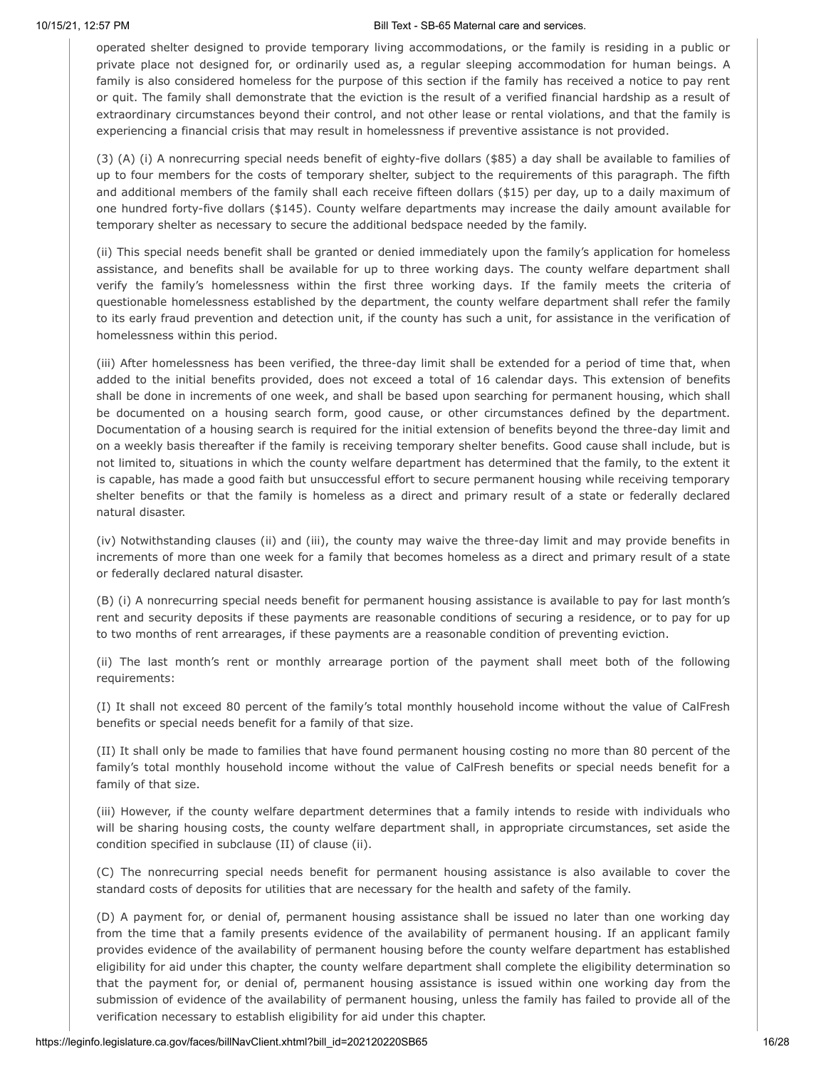operated shelter designed to provide temporary living accommodations, or the family is residing in a public or private place not designed for, or ordinarily used as, a regular sleeping accommodation for human beings. A family is also considered homeless for the purpose of this section if the family has received a notice to pay rent or quit. The family shall demonstrate that the eviction is the result of a verified financial hardship as a result of extraordinary circumstances beyond their control, and not other lease or rental violations, and that the family is experiencing a financial crisis that may result in homelessness if preventive assistance is not provided.

(3) (A) (i) A nonrecurring special needs benefit of eighty-five dollars ($85) a day shall be available to families of up to four members for the costs of temporary shelter, subject to the requirements of this paragraph. The fifth and additional members of the family shall each receive fifteen dollars ($15) per day, up to a daily maximum of one hundred forty-five dollars ($145). County welfare departments may increase the daily amount available for temporary shelter as necessary to secure the additional bedspace needed by the family.

(ii) This special needs benefit shall be granted or denied immediately upon the family's application for homeless assistance, and benefits shall be available for up to three working days. The county welfare department shall verify the family's homelessness within the first three working days. If the family meets the criteria of questionable homelessness established by the department, the county welfare department shall refer the family to its early fraud prevention and detection unit, if the county has such a unit, for assistance in the verification of homelessness within this period.

(iii) After homelessness has been verified, the three-day limit shall be extended for a period of time that, when added to the initial benefits provided, does not exceed a total of 16 calendar days. This extension of benefits shall be done in increments of one week, and shall be based upon searching for permanent housing, which shall be documented on a housing search form, good cause, or other circumstances defined by the department. Documentation of a housing search is required for the initial extension of benefits beyond the three-day limit and on a weekly basis thereafter if the family is receiving temporary shelter benefits. Good cause shall include, but is not limited to, situations in which the county welfare department has determined that the family, to the extent it is capable, has made a good faith but unsuccessful effort to secure permanent housing while receiving temporary shelter benefits or that the family is homeless as a direct and primary result of a state or federally declared natural disaster.

(iv) Notwithstanding clauses (ii) and (iii), the county may waive the three-day limit and may provide benefits in increments of more than one week for a family that becomes homeless as a direct and primary result of a state or federally declared natural disaster.

(B) (i) A nonrecurring special needs benefit for permanent housing assistance is available to pay for last month's rent and security deposits if these payments are reasonable conditions of securing a residence, or to pay for up to two months of rent arrearages, if these payments are a reasonable condition of preventing eviction.

(ii) The last month's rent or monthly arrearage portion of the payment shall meet both of the following requirements:

(I) It shall not exceed 80 percent of the family's total monthly household income without the value of CalFresh benefits or special needs benefit for a family of that size.

(II) It shall only be made to families that have found permanent housing costing no more than 80 percent of the family's total monthly household income without the value of CalFresh benefits or special needs benefit for a family of that size.

(iii) However, if the county welfare department determines that a family intends to reside with individuals who will be sharing housing costs, the county welfare department shall, in appropriate circumstances, set aside the condition specified in subclause (II) of clause (ii).

(C) The nonrecurring special needs benefit for permanent housing assistance is also available to cover the standard costs of deposits for utilities that are necessary for the health and safety of the family.

(D) A payment for, or denial of, permanent housing assistance shall be issued no later than one working day from the time that a family presents evidence of the availability of permanent housing. If an applicant family provides evidence of the availability of permanent housing before the county welfare department has established eligibility for aid under this chapter, the county welfare department shall complete the eligibility determination so that the payment for, or denial of, permanent housing assistance is issued within one working day from the submission of evidence of the availability of permanent housing, unless the family has failed to provide all of the verification necessary to establish eligibility for aid under this chapter.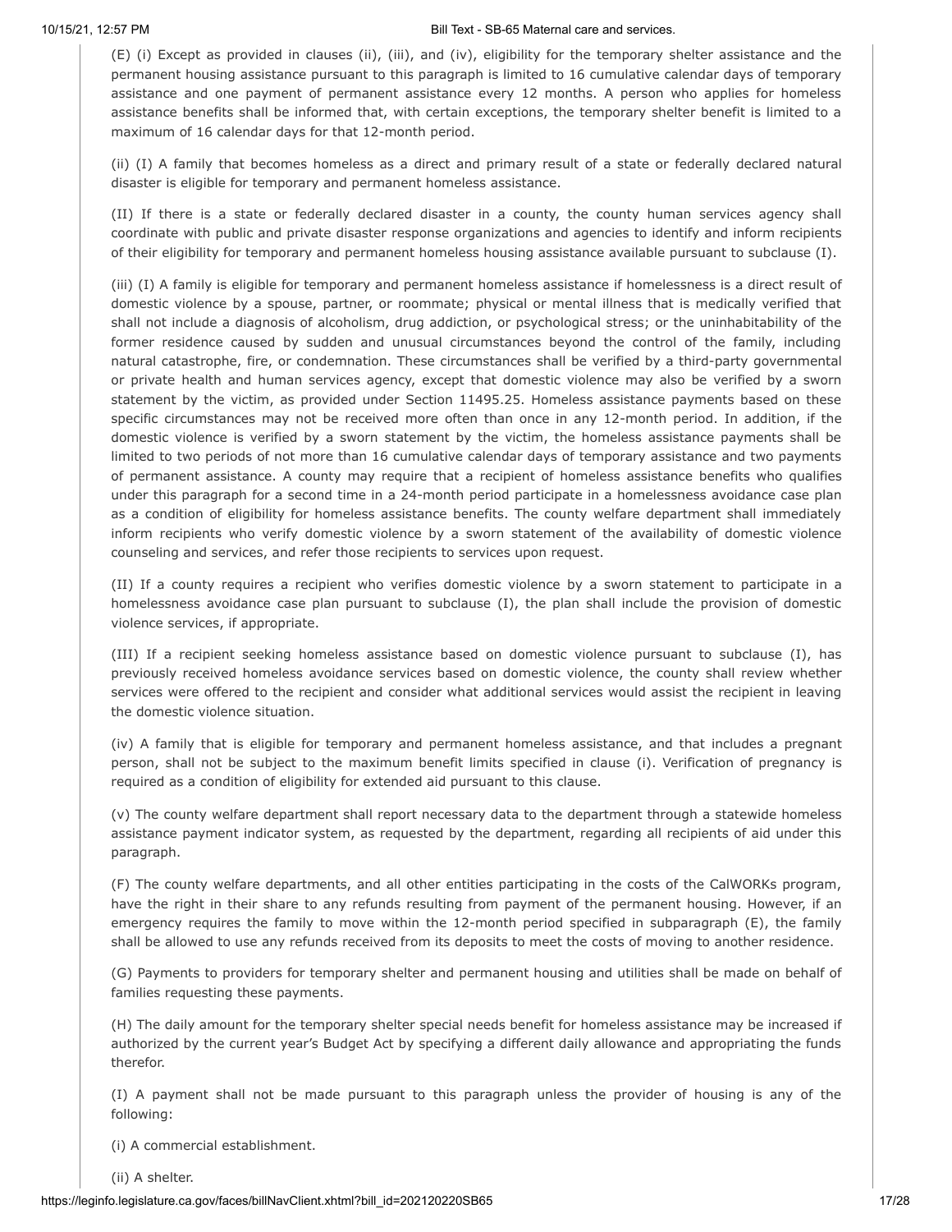(E) (i) Except as provided in clauses (ii), (iii), and (iv), eligibility for the temporary shelter assistance and the permanent housing assistance pursuant to this paragraph is limited to 16 cumulative calendar days of temporary assistance and one payment of permanent assistance every 12 months. A person who applies for homeless assistance benefits shall be informed that, with certain exceptions, the temporary shelter benefit is limited to a maximum of 16 calendar days for that 12-month period.

(ii) (I) A family that becomes homeless as a direct and primary result of a state or federally declared natural disaster is eligible for temporary and permanent homeless assistance.

(II) If there is a state or federally declared disaster in a county, the county human services agency shall coordinate with public and private disaster response organizations and agencies to identify and inform recipients of their eligibility for temporary and permanent homeless housing assistance available pursuant to subclause (I).

(iii) (I) A family is eligible for temporary and permanent homeless assistance if homelessness is a direct result of domestic violence by a spouse, partner, or roommate; physical or mental illness that is medically verified that shall not include a diagnosis of alcoholism, drug addiction, or psychological stress; or the uninhabitability of the former residence caused by sudden and unusual circumstances beyond the control of the family, including natural catastrophe, fire, or condemnation. These circumstances shall be verified by a third-party governmental or private health and human services agency, except that domestic violence may also be verified by a sworn statement by the victim, as provided under Section 11495.25. Homeless assistance payments based on these specific circumstances may not be received more often than once in any 12-month period. In addition, if the domestic violence is verified by a sworn statement by the victim, the homeless assistance payments shall be limited to two periods of not more than 16 cumulative calendar days of temporary assistance and two payments of permanent assistance. A county may require that a recipient of homeless assistance benefits who qualifies under this paragraph for a second time in a 24-month period participate in a homelessness avoidance case plan as a condition of eligibility for homeless assistance benefits. The county welfare department shall immediately inform recipients who verify domestic violence by a sworn statement of the availability of domestic violence counseling and services, and refer those recipients to services upon request.

(II) If a county requires a recipient who verifies domestic violence by a sworn statement to participate in a homelessness avoidance case plan pursuant to subclause (I), the plan shall include the provision of domestic violence services, if appropriate.

(III) If a recipient seeking homeless assistance based on domestic violence pursuant to subclause (I), has previously received homeless avoidance services based on domestic violence, the county shall review whether services were offered to the recipient and consider what additional services would assist the recipient in leaving the domestic violence situation.

(iv) A family that is eligible for temporary and permanent homeless assistance, and that includes a pregnant person, shall not be subject to the maximum benefit limits specified in clause (i). Verification of pregnancy is required as a condition of eligibility for extended aid pursuant to this clause.

(v) The county welfare department shall report necessary data to the department through a statewide homeless assistance payment indicator system, as requested by the department, regarding all recipients of aid under this paragraph.

(F) The county welfare departments, and all other entities participating in the costs of the CalWORKs program, have the right in their share to any refunds resulting from payment of the permanent housing. However, if an emergency requires the family to move within the 12-month period specified in subparagraph (E), the family shall be allowed to use any refunds received from its deposits to meet the costs of moving to another residence.

(G) Payments to providers for temporary shelter and permanent housing and utilities shall be made on behalf of families requesting these payments.

(H) The daily amount for the temporary shelter special needs benefit for homeless assistance may be increased if authorized by the current year's Budget Act by specifying a different daily allowance and appropriating the funds therefor.

(I) A payment shall not be made pursuant to this paragraph unless the provider of housing is any of the following:

(i) A commercial establishment.

(ii) A shelter.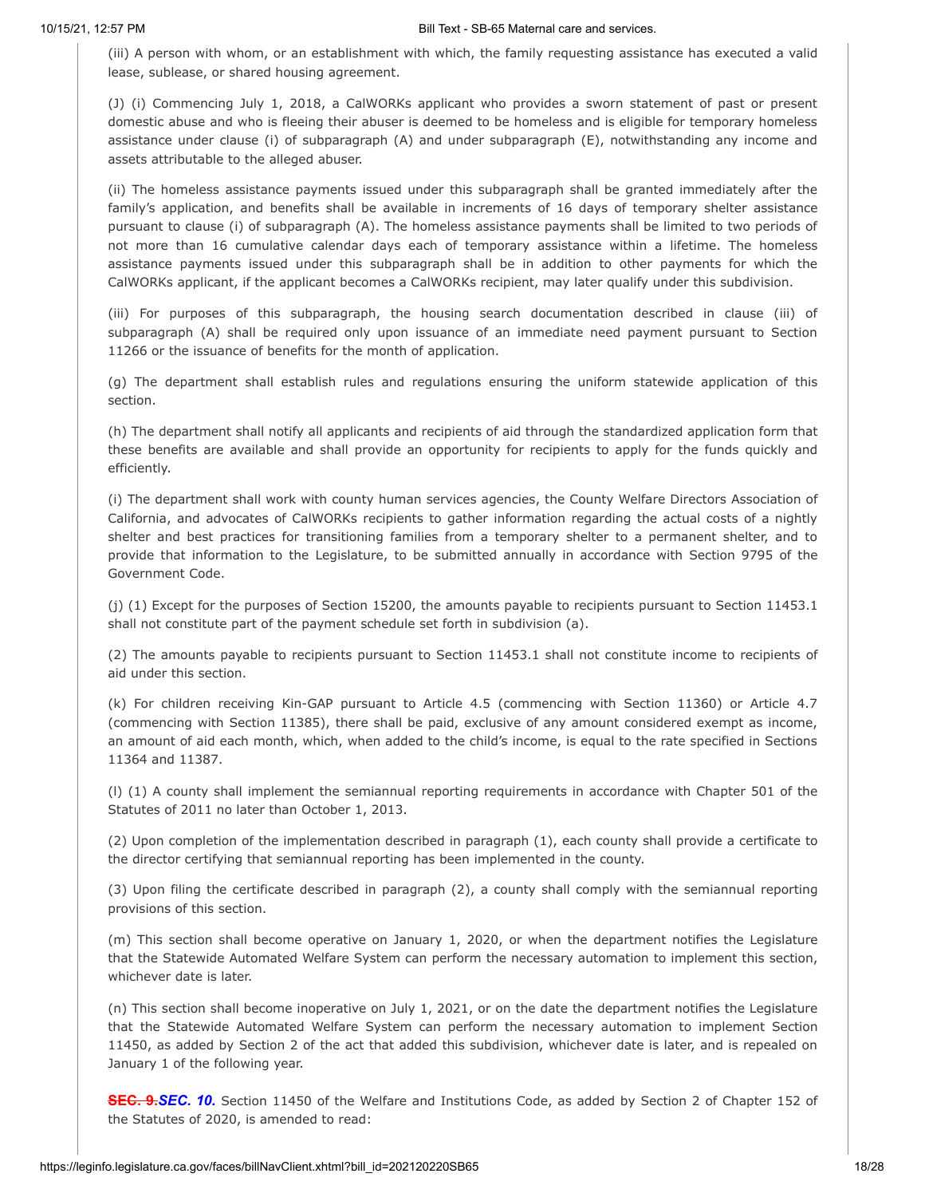(iii) A person with whom, or an establishment with which, the family requesting assistance has executed a valid lease, sublease, or shared housing agreement.

(J) (i) Commencing July 1, 2018, a CalWORKs applicant who provides a sworn statement of past or present domestic abuse and who is fleeing their abuser is deemed to be homeless and is eligible for temporary homeless assistance under clause (i) of subparagraph (A) and under subparagraph (E), notwithstanding any income and assets attributable to the alleged abuser.

(ii) The homeless assistance payments issued under this subparagraph shall be granted immediately after the family's application, and benefits shall be available in increments of 16 days of temporary shelter assistance pursuant to clause (i) of subparagraph (A). The homeless assistance payments shall be limited to two periods of not more than 16 cumulative calendar days each of temporary assistance within a lifetime. The homeless assistance payments issued under this subparagraph shall be in addition to other payments for which the CalWORKs applicant, if the applicant becomes a CalWORKs recipient, may later qualify under this subdivision.

(iii) For purposes of this subparagraph, the housing search documentation described in clause (iii) of subparagraph (A) shall be required only upon issuance of an immediate need payment pursuant to Section 11266 or the issuance of benefits for the month of application.

(g) The department shall establish rules and regulations ensuring the uniform statewide application of this section.

(h) The department shall notify all applicants and recipients of aid through the standardized application form that these benefits are available and shall provide an opportunity for recipients to apply for the funds quickly and efficiently.

(i) The department shall work with county human services agencies, the County Welfare Directors Association of California, and advocates of CalWORKs recipients to gather information regarding the actual costs of a nightly shelter and best practices for transitioning families from a temporary shelter to a permanent shelter, and to provide that information to the Legislature, to be submitted annually in accordance with Section 9795 of the Government Code.

(j) (1) Except for the purposes of Section 15200, the amounts payable to recipients pursuant to Section 11453.1 shall not constitute part of the payment schedule set forth in subdivision (a).

(2) The amounts payable to recipients pursuant to Section 11453.1 shall not constitute income to recipients of aid under this section.

(k) For children receiving Kin-GAP pursuant to Article 4.5 (commencing with Section 11360) or Article 4.7 (commencing with Section 11385), there shall be paid, exclusive of any amount considered exempt as income, an amount of aid each month, which, when added to the child's income, is equal to the rate specified in Sections 11364 and 11387.

(l) (1) A county shall implement the semiannual reporting requirements in accordance with Chapter 501 of the Statutes of 2011 no later than October 1, 2013.

(2) Upon completion of the implementation described in paragraph (1), each county shall provide a certificate to the director certifying that semiannual reporting has been implemented in the county.

(3) Upon filing the certificate described in paragraph (2), a county shall comply with the semiannual reporting provisions of this section.

(m) This section shall become operative on January 1, 2020, or when the department notifies the Legislature that the Statewide Automated Welfare System can perform the necessary automation to implement this section, whichever date is later.

(n) This section shall become inoperative on July 1, 2021, or on the date the department notifies the Legislature that the Statewide Automated Welfare System can perform the necessary automation to implement Section 11450, as added by Section 2 of the act that added this subdivision, whichever date is later, and is repealed on January 1 of the following year.

~~**SEC. 9.**~~***SEC. 10.*** Section 11450 of the Welfare and Institutions Code, as added by Section 2 of Chapter 152 of the Statutes of 2020, is amended to read: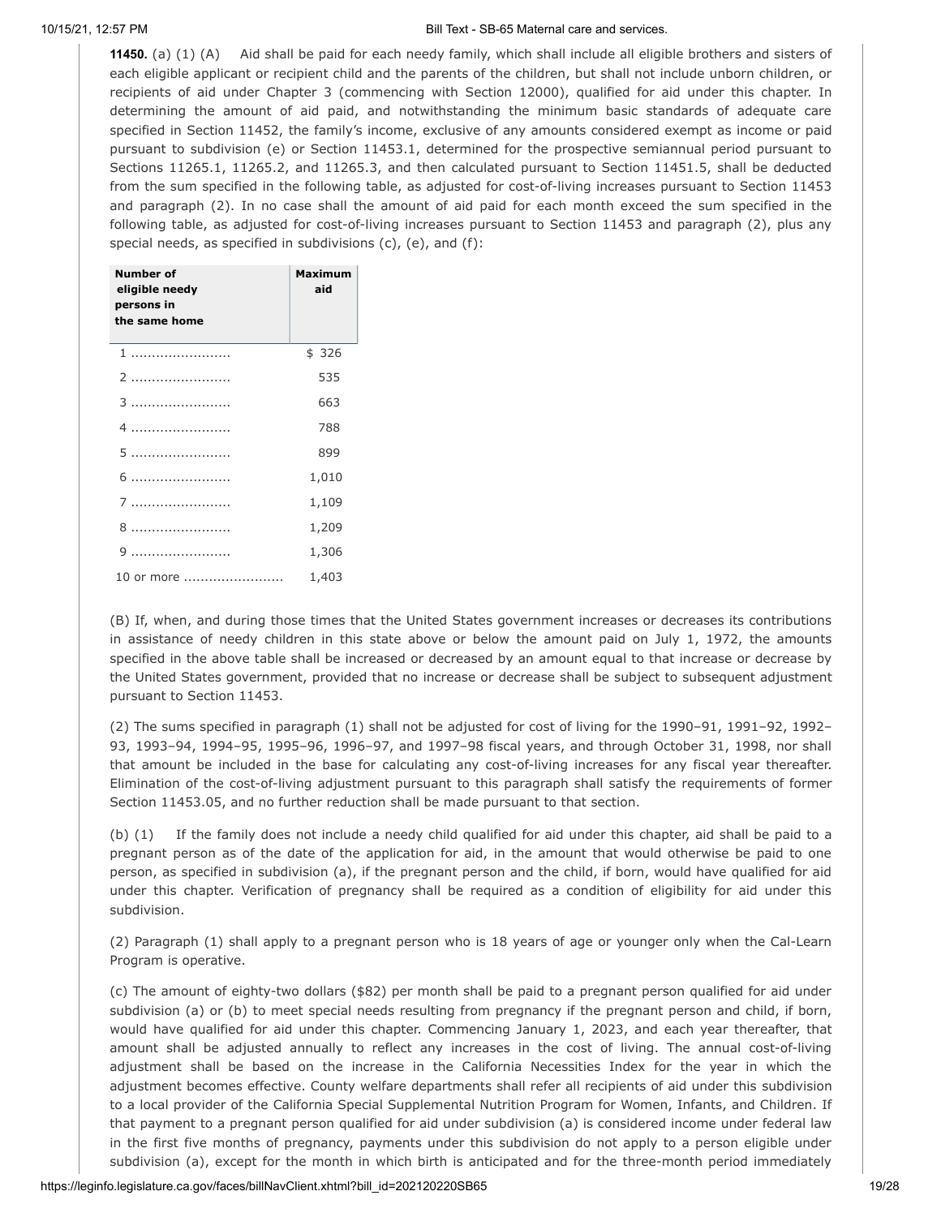**11450.** (a) (1) (A) Aid shall be paid for each needy family, which shall include all eligible brothers and sisters of each eligible applicant or recipient child and the parents of the children, but shall not include unborn children, or recipients of aid under Chapter 3 (commencing with Section 12000), qualified for aid under this chapter. In determining the amount of aid paid, and notwithstanding the minimum basic standards of adequate care specified in Section 11452, the family's income, exclusive of any amounts considered exempt as income or paid pursuant to subdivision (e) or Section 11453.1, determined for the prospective semiannual period pursuant to Sections 11265.1, 11265.2, and 11265.3, and then calculated pursuant to Section 11451.5, shall be deducted from the sum specified in the following table, as adjusted for cost-of-living increases pursuant to Section 11453 and paragraph (2). In no case shall the amount of aid paid for each month exceed the sum specified in the following table, as adjusted for cost-of-living increases pursuant to Section 11453 and paragraph (2), plus any special needs, as specified in subdivisions (c), (e), and (f):

| Number of eligible needy persons in the same home | Maximum aid |
|---|---|
| 1 ........................ | $ 326 |
| 2 ........................ | 535 |
| 3 ........................ | 663 |
| 4 ........................ | 788 |
| 5 ........................ | 899 |
| 6 ........................ | 1,010 |
| 7 ........................ | 1,109 |
| 8 ........................ | 1,209 |
| 9 ........................ | 1,306 |
| 10 or more ........................ | 1,403 |

(B) If, when, and during those times that the United States government increases or decreases its contributions in assistance of needy children in this state above or below the amount paid on July 1, 1972, the amounts specified in the above table shall be increased or decreased by an amount equal to that increase or decrease by the United States government, provided that no increase or decrease shall be subject to subsequent adjustment pursuant to Section 11453.

(2) The sums specified in paragraph (1) shall not be adjusted for cost of living for the 1990–91, 1991–92, 1992–93, 1993–94, 1994–95, 1995–96, 1996–97, and 1997–98 fiscal years, and through October 31, 1998, nor shall that amount be included in the base for calculating any cost-of-living increases for any fiscal year thereafter. Elimination of the cost-of-living adjustment pursuant to this paragraph shall satisfy the requirements of former Section 11453.05, and no further reduction shall be made pursuant to that section.

(b) (1) If the family does not include a needy child qualified for aid under this chapter, aid shall be paid to a pregnant person as of the date of the application for aid, in the amount that would otherwise be paid to one person, as specified in subdivision (a), if the pregnant person and the child, if born, would have qualified for aid under this chapter. Verification of pregnancy shall be required as a condition of eligibility for aid under this subdivision.

(2) Paragraph (1) shall apply to a pregnant person who is 18 years of age or younger only when the Cal-Learn Program is operative.

(c) The amount of eighty-two dollars ($82) per month shall be paid to a pregnant person qualified for aid under subdivision (a) or (b) to meet special needs resulting from pregnancy if the pregnant person and child, if born, would have qualified for aid under this chapter. Commencing January 1, 2023, and each year thereafter, that amount shall be adjusted annually to reflect any increases in the cost of living. The annual cost-of-living adjustment shall be based on the increase in the California Necessities Index for the year in which the adjustment becomes effective. County welfare departments shall refer all recipients of aid under this subdivision to a local provider of the California Special Supplemental Nutrition Program for Women, Infants, and Children. If that payment to a pregnant person qualified for aid under subdivision (a) is considered income under federal law in the first five months of pregnancy, payments under this subdivision do not apply to a person eligible under subdivision (a), except for the month in which birth is anticipated and for the three-month period immediately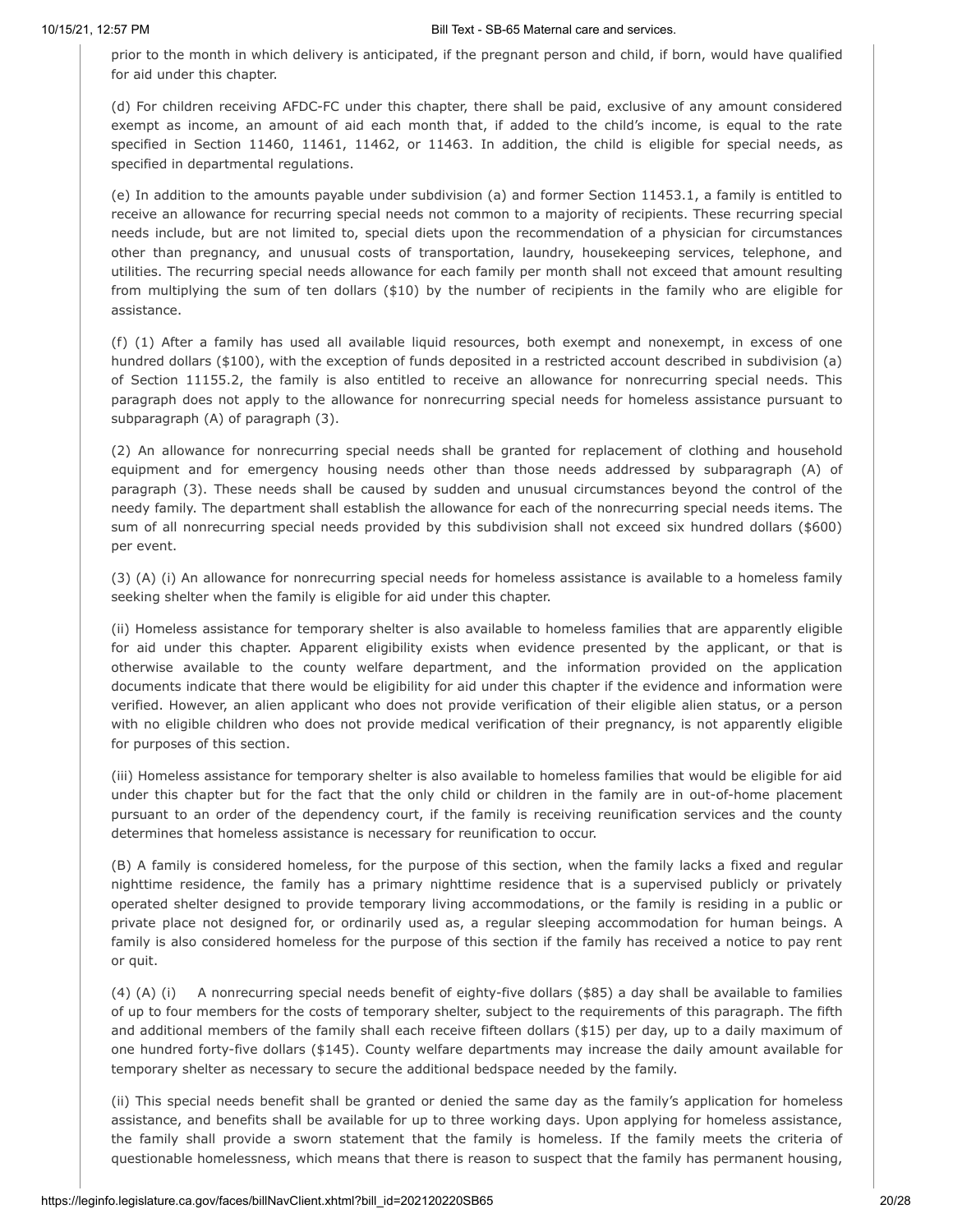prior to the month in which delivery is anticipated, if the pregnant person and child, if born, would have qualified for aid under this chapter.

(d) For children receiving AFDC-FC under this chapter, there shall be paid, exclusive of any amount considered exempt as income, an amount of aid each month that, if added to the child's income, is equal to the rate specified in Section 11460, 11461, 11462, or 11463. In addition, the child is eligible for special needs, as specified in departmental regulations.

(e) In addition to the amounts payable under subdivision (a) and former Section 11453.1, a family is entitled to receive an allowance for recurring special needs not common to a majority of recipients. These recurring special needs include, but are not limited to, special diets upon the recommendation of a physician for circumstances other than pregnancy, and unusual costs of transportation, laundry, housekeeping services, telephone, and utilities. The recurring special needs allowance for each family per month shall not exceed that amount resulting from multiplying the sum of ten dollars ($10) by the number of recipients in the family who are eligible for assistance.

(f) (1) After a family has used all available liquid resources, both exempt and nonexempt, in excess of one hundred dollars ($100), with the exception of funds deposited in a restricted account described in subdivision (a) of Section 11155.2, the family is also entitled to receive an allowance for nonrecurring special needs. This paragraph does not apply to the allowance for nonrecurring special needs for homeless assistance pursuant to subparagraph (A) of paragraph (3).

(2) An allowance for nonrecurring special needs shall be granted for replacement of clothing and household equipment and for emergency housing needs other than those needs addressed by subparagraph (A) of paragraph (3). These needs shall be caused by sudden and unusual circumstances beyond the control of the needy family. The department shall establish the allowance for each of the nonrecurring special needs items. The sum of all nonrecurring special needs provided by this subdivision shall not exceed six hundred dollars ($600) per event.

(3) (A) (i) An allowance for nonrecurring special needs for homeless assistance is available to a homeless family seeking shelter when the family is eligible for aid under this chapter.

(ii) Homeless assistance for temporary shelter is also available to homeless families that are apparently eligible for aid under this chapter. Apparent eligibility exists when evidence presented by the applicant, or that is otherwise available to the county welfare department, and the information provided on the application documents indicate that there would be eligibility for aid under this chapter if the evidence and information were verified. However, an alien applicant who does not provide verification of their eligible alien status, or a person with no eligible children who does not provide medical verification of their pregnancy, is not apparently eligible for purposes of this section.

(iii) Homeless assistance for temporary shelter is also available to homeless families that would be eligible for aid under this chapter but for the fact that the only child or children in the family are in out-of-home placement pursuant to an order of the dependency court, if the family is receiving reunification services and the county determines that homeless assistance is necessary for reunification to occur.

(B) A family is considered homeless, for the purpose of this section, when the family lacks a fixed and regular nighttime residence, the family has a primary nighttime residence that is a supervised publicly or privately operated shelter designed to provide temporary living accommodations, or the family is residing in a public or private place not designed for, or ordinarily used as, a regular sleeping accommodation for human beings. A family is also considered homeless for the purpose of this section if the family has received a notice to pay rent or quit.

(4) (A) (i) A nonrecurring special needs benefit of eighty-five dollars ($85) a day shall be available to families of up to four members for the costs of temporary shelter, subject to the requirements of this paragraph. The fifth and additional members of the family shall each receive fifteen dollars ($15) per day, up to a daily maximum of one hundred forty-five dollars ($145). County welfare departments may increase the daily amount available for temporary shelter as necessary to secure the additional bedspace needed by the family.

(ii) This special needs benefit shall be granted or denied the same day as the family's application for homeless assistance, and benefits shall be available for up to three working days. Upon applying for homeless assistance, the family shall provide a sworn statement that the family is homeless. If the family meets the criteria of questionable homelessness, which means that there is reason to suspect that the family has permanent housing,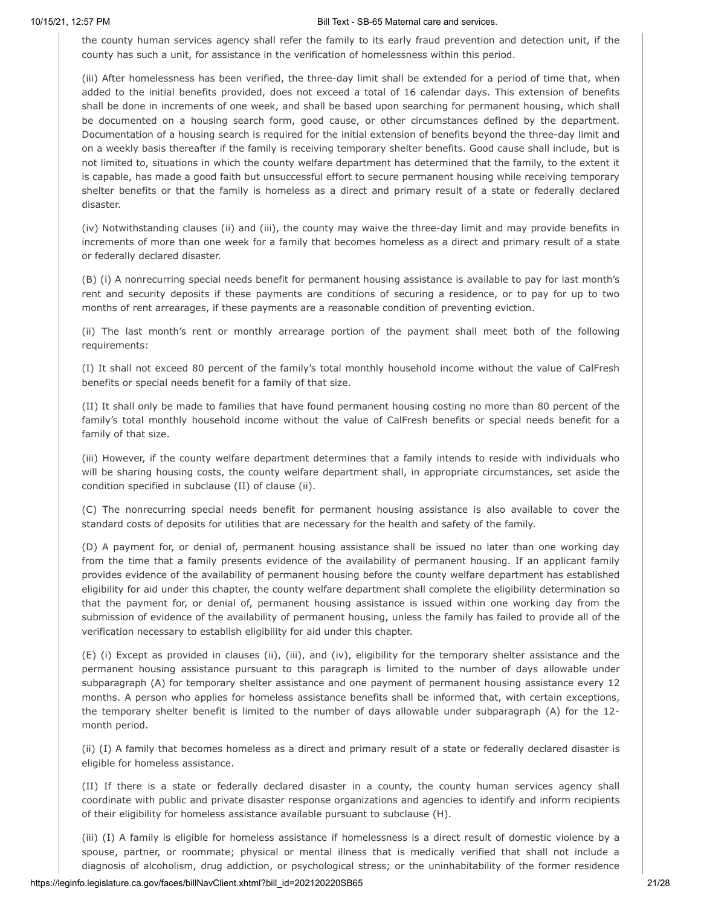the county human services agency shall refer the family to its early fraud prevention and detection unit, if the county has such a unit, for assistance in the verification of homelessness within this period.

(iii) After homelessness has been verified, the three-day limit shall be extended for a period of time that, when added to the initial benefits provided, does not exceed a total of 16 calendar days. This extension of benefits shall be done in increments of one week, and shall be based upon searching for permanent housing, which shall be documented on a housing search form, good cause, or other circumstances defined by the department. Documentation of a housing search is required for the initial extension of benefits beyond the three-day limit and on a weekly basis thereafter if the family is receiving temporary shelter benefits. Good cause shall include, but is not limited to, situations in which the county welfare department has determined that the family, to the extent it is capable, has made a good faith but unsuccessful effort to secure permanent housing while receiving temporary shelter benefits or that the family is homeless as a direct and primary result of a state or federally declared disaster.

(iv) Notwithstanding clauses (ii) and (iii), the county may waive the three-day limit and may provide benefits in increments of more than one week for a family that becomes homeless as a direct and primary result of a state or federally declared disaster.

(B) (i) A nonrecurring special needs benefit for permanent housing assistance is available to pay for last month's rent and security deposits if these payments are conditions of securing a residence, or to pay for up to two months of rent arrearages, if these payments are a reasonable condition of preventing eviction.

(ii) The last month's rent or monthly arrearage portion of the payment shall meet both of the following requirements:

(I) It shall not exceed 80 percent of the family's total monthly household income without the value of CalFresh benefits or special needs benefit for a family of that size.

(II) It shall only be made to families that have found permanent housing costing no more than 80 percent of the family's total monthly household income without the value of CalFresh benefits or special needs benefit for a family of that size.

(iii) However, if the county welfare department determines that a family intends to reside with individuals who will be sharing housing costs, the county welfare department shall, in appropriate circumstances, set aside the condition specified in subclause (II) of clause (ii).

(C) The nonrecurring special needs benefit for permanent housing assistance is also available to cover the standard costs of deposits for utilities that are necessary for the health and safety of the family.

(D) A payment for, or denial of, permanent housing assistance shall be issued no later than one working day from the time that a family presents evidence of the availability of permanent housing. If an applicant family provides evidence of the availability of permanent housing before the county welfare department has established eligibility for aid under this chapter, the county welfare department shall complete the eligibility determination so that the payment for, or denial of, permanent housing assistance is issued within one working day from the submission of evidence of the availability of permanent housing, unless the family has failed to provide all of the verification necessary to establish eligibility for aid under this chapter.

(E) (i) Except as provided in clauses (ii), (iii), and (iv), eligibility for the temporary shelter assistance and the permanent housing assistance pursuant to this paragraph is limited to the number of days allowable under subparagraph (A) for temporary shelter assistance and one payment of permanent housing assistance every 12 months. A person who applies for homeless assistance benefits shall be informed that, with certain exceptions, the temporary shelter benefit is limited to the number of days allowable under subparagraph (A) for the 12-month period.

(ii) (I) A family that becomes homeless as a direct and primary result of a state or federally declared disaster is eligible for homeless assistance.

(II) If there is a state or federally declared disaster in a county, the county human services agency shall coordinate with public and private disaster response organizations and agencies to identify and inform recipients of their eligibility for homeless assistance available pursuant to subclause (H).

(iii) (I) A family is eligible for homeless assistance if homelessness is a direct result of domestic violence by a spouse, partner, or roommate; physical or mental illness that is medically verified that shall not include a diagnosis of alcoholism, drug addiction, or psychological stress; or the uninhabitability of the former residence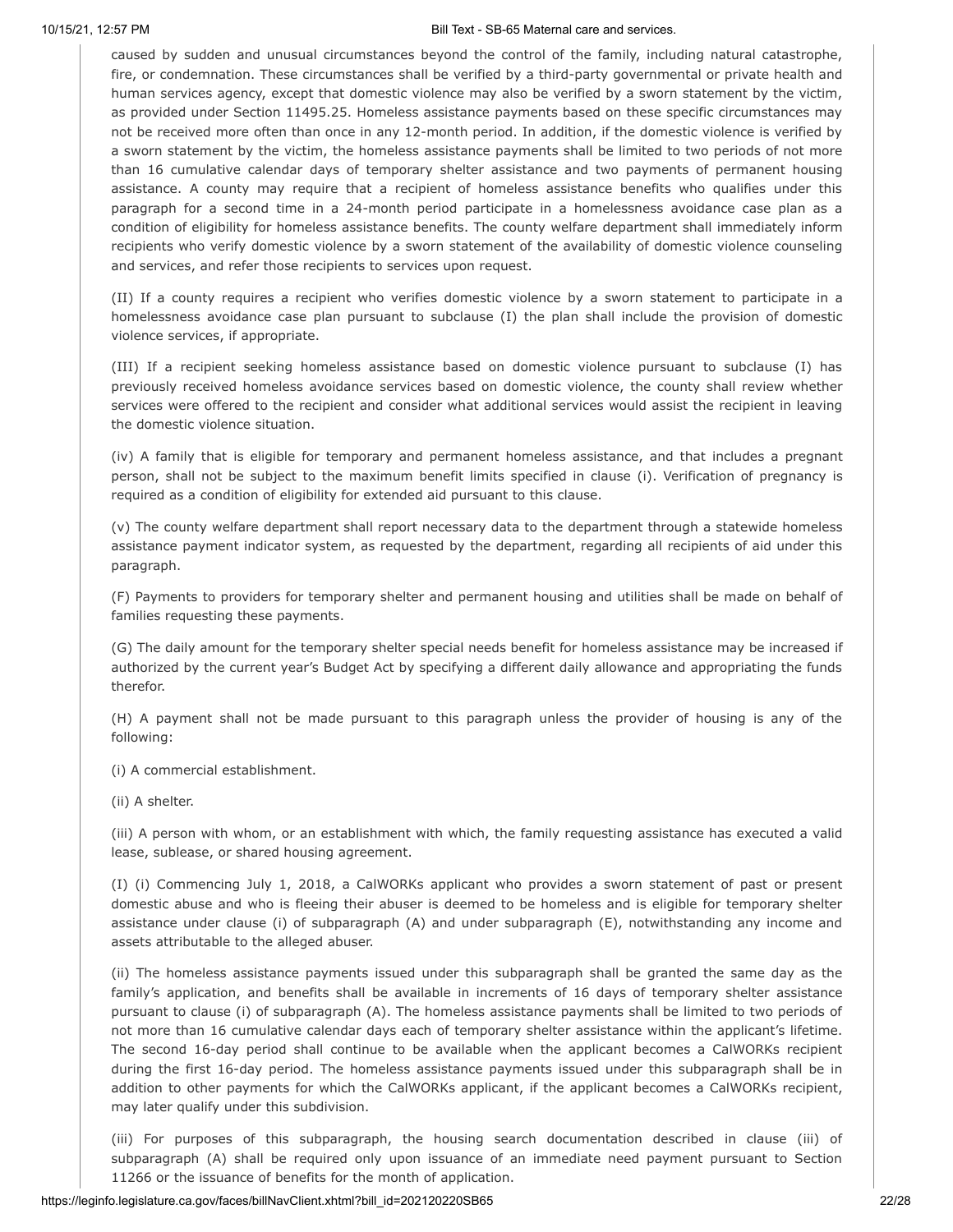caused by sudden and unusual circumstances beyond the control of the family, including natural catastrophe, fire, or condemnation. These circumstances shall be verified by a third-party governmental or private health and human services agency, except that domestic violence may also be verified by a sworn statement by the victim, as provided under Section 11495.25. Homeless assistance payments based on these specific circumstances may not be received more often than once in any 12-month period. In addition, if the domestic violence is verified by a sworn statement by the victim, the homeless assistance payments shall be limited to two periods of not more than 16 cumulative calendar days of temporary shelter assistance and two payments of permanent housing assistance. A county may require that a recipient of homeless assistance benefits who qualifies under this paragraph for a second time in a 24-month period participate in a homelessness avoidance case plan as a condition of eligibility for homeless assistance benefits. The county welfare department shall immediately inform recipients who verify domestic violence by a sworn statement of the availability of domestic violence counseling and services, and refer those recipients to services upon request.

(II) If a county requires a recipient who verifies domestic violence by a sworn statement to participate in a homelessness avoidance case plan pursuant to subclause (I) the plan shall include the provision of domestic violence services, if appropriate.

(III) If a recipient seeking homeless assistance based on domestic violence pursuant to subclause (I) has previously received homeless avoidance services based on domestic violence, the county shall review whether services were offered to the recipient and consider what additional services would assist the recipient in leaving the domestic violence situation.

(iv) A family that is eligible for temporary and permanent homeless assistance, and that includes a pregnant person, shall not be subject to the maximum benefit limits specified in clause (i). Verification of pregnancy is required as a condition of eligibility for extended aid pursuant to this clause.

(v) The county welfare department shall report necessary data to the department through a statewide homeless assistance payment indicator system, as requested by the department, regarding all recipients of aid under this paragraph.

(F) Payments to providers for temporary shelter and permanent housing and utilities shall be made on behalf of families requesting these payments.

(G) The daily amount for the temporary shelter special needs benefit for homeless assistance may be increased if authorized by the current year's Budget Act by specifying a different daily allowance and appropriating the funds therefor.

(H) A payment shall not be made pursuant to this paragraph unless the provider of housing is any of the following:

(i) A commercial establishment.

(ii) A shelter.

(iii) A person with whom, or an establishment with which, the family requesting assistance has executed a valid lease, sublease, or shared housing agreement.

(I) (i) Commencing July 1, 2018, a CalWORKs applicant who provides a sworn statement of past or present domestic abuse and who is fleeing their abuser is deemed to be homeless and is eligible for temporary shelter assistance under clause (i) of subparagraph (A) and under subparagraph (E), notwithstanding any income and assets attributable to the alleged abuser.

(ii) The homeless assistance payments issued under this subparagraph shall be granted the same day as the family's application, and benefits shall be available in increments of 16 days of temporary shelter assistance pursuant to clause (i) of subparagraph (A). The homeless assistance payments shall be limited to two periods of not more than 16 cumulative calendar days each of temporary shelter assistance within the applicant's lifetime. The second 16-day period shall continue to be available when the applicant becomes a CalWORKs recipient during the first 16-day period. The homeless assistance payments issued under this subparagraph shall be in addition to other payments for which the CalWORKs applicant, if the applicant becomes a CalWORKs recipient, may later qualify under this subdivision.

(iii) For purposes of this subparagraph, the housing search documentation described in clause (iii) of subparagraph (A) shall be required only upon issuance of an immediate need payment pursuant to Section 11266 or the issuance of benefits for the month of application.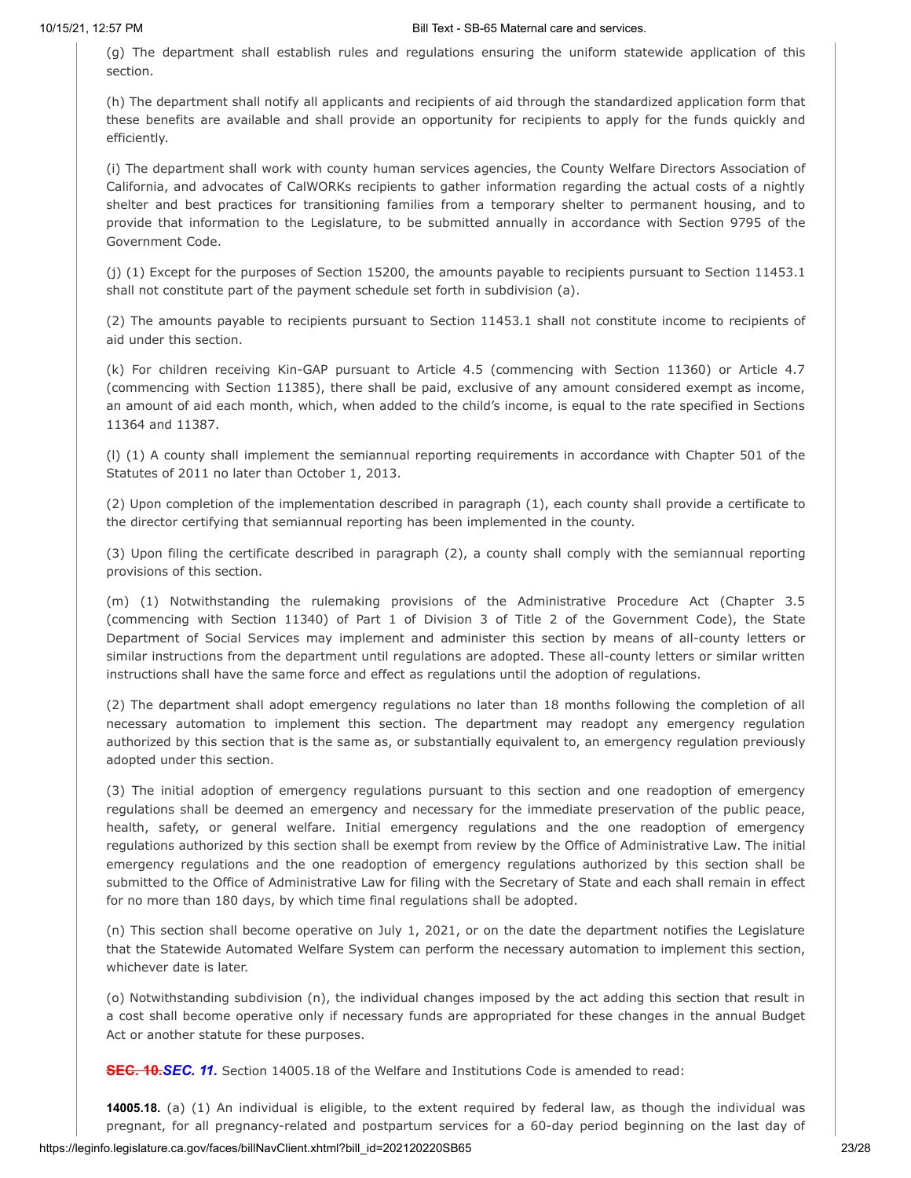(g) The department shall establish rules and regulations ensuring the uniform statewide application of this section.

(h) The department shall notify all applicants and recipients of aid through the standardized application form that these benefits are available and shall provide an opportunity for recipients to apply for the funds quickly and efficiently.

(i) The department shall work with county human services agencies, the County Welfare Directors Association of California, and advocates of CalWORKs recipients to gather information regarding the actual costs of a nightly shelter and best practices for transitioning families from a temporary shelter to permanent housing, and to provide that information to the Legislature, to be submitted annually in accordance with Section 9795 of the Government Code.

(j) (1) Except for the purposes of Section 15200, the amounts payable to recipients pursuant to Section 11453.1 shall not constitute part of the payment schedule set forth in subdivision (a).

(2) The amounts payable to recipients pursuant to Section 11453.1 shall not constitute income to recipients of aid under this section.

(k) For children receiving Kin-GAP pursuant to Article 4.5 (commencing with Section 11360) or Article 4.7 (commencing with Section 11385), there shall be paid, exclusive of any amount considered exempt as income, an amount of aid each month, which, when added to the child's income, is equal to the rate specified in Sections 11364 and 11387.

(l) (1) A county shall implement the semiannual reporting requirements in accordance with Chapter 501 of the Statutes of 2011 no later than October 1, 2013.

(2) Upon completion of the implementation described in paragraph (1), each county shall provide a certificate to the director certifying that semiannual reporting has been implemented in the county.

(3) Upon filing the certificate described in paragraph (2), a county shall comply with the semiannual reporting provisions of this section.

(m) (1) Notwithstanding the rulemaking provisions of the Administrative Procedure Act (Chapter 3.5 (commencing with Section 11340) of Part 1 of Division 3 of Title 2 of the Government Code), the State Department of Social Services may implement and administer this section by means of all-county letters or similar instructions from the department until regulations are adopted. These all-county letters or similar written instructions shall have the same force and effect as regulations until the adoption of regulations.

(2) The department shall adopt emergency regulations no later than 18 months following the completion of all necessary automation to implement this section. The department may readopt any emergency regulation authorized by this section that is the same as, or substantially equivalent to, an emergency regulation previously adopted under this section.

(3) The initial adoption of emergency regulations pursuant to this section and one readoption of emergency regulations shall be deemed an emergency and necessary for the immediate preservation of the public peace, health, safety, or general welfare. Initial emergency regulations and the one readoption of emergency regulations authorized by this section shall be exempt from review by the Office of Administrative Law. The initial emergency regulations and the one readoption of emergency regulations authorized by this section shall be submitted to the Office of Administrative Law for filing with the Secretary of State and each shall remain in effect for no more than 180 days, by which time final regulations shall be adopted.

(n) This section shall become operative on July 1, 2021, or on the date the department notifies the Legislature that the Statewide Automated Welfare System can perform the necessary automation to implement this section, whichever date is later.

(o) Notwithstanding subdivision (n), the individual changes imposed by the act adding this section that result in a cost shall become operative only if necessary funds are appropriated for these changes in the annual Budget Act or another statute for these purposes.

~~**SEC. 10.**~~***SEC. 11.*** Section 14005.18 of the Welfare and Institutions Code is amended to read:

**14005.18.** (a) (1) An individual is eligible, to the extent required by federal law, as though the individual was pregnant, for all pregnancy-related and postpartum services for a 60-day period beginning on the last day of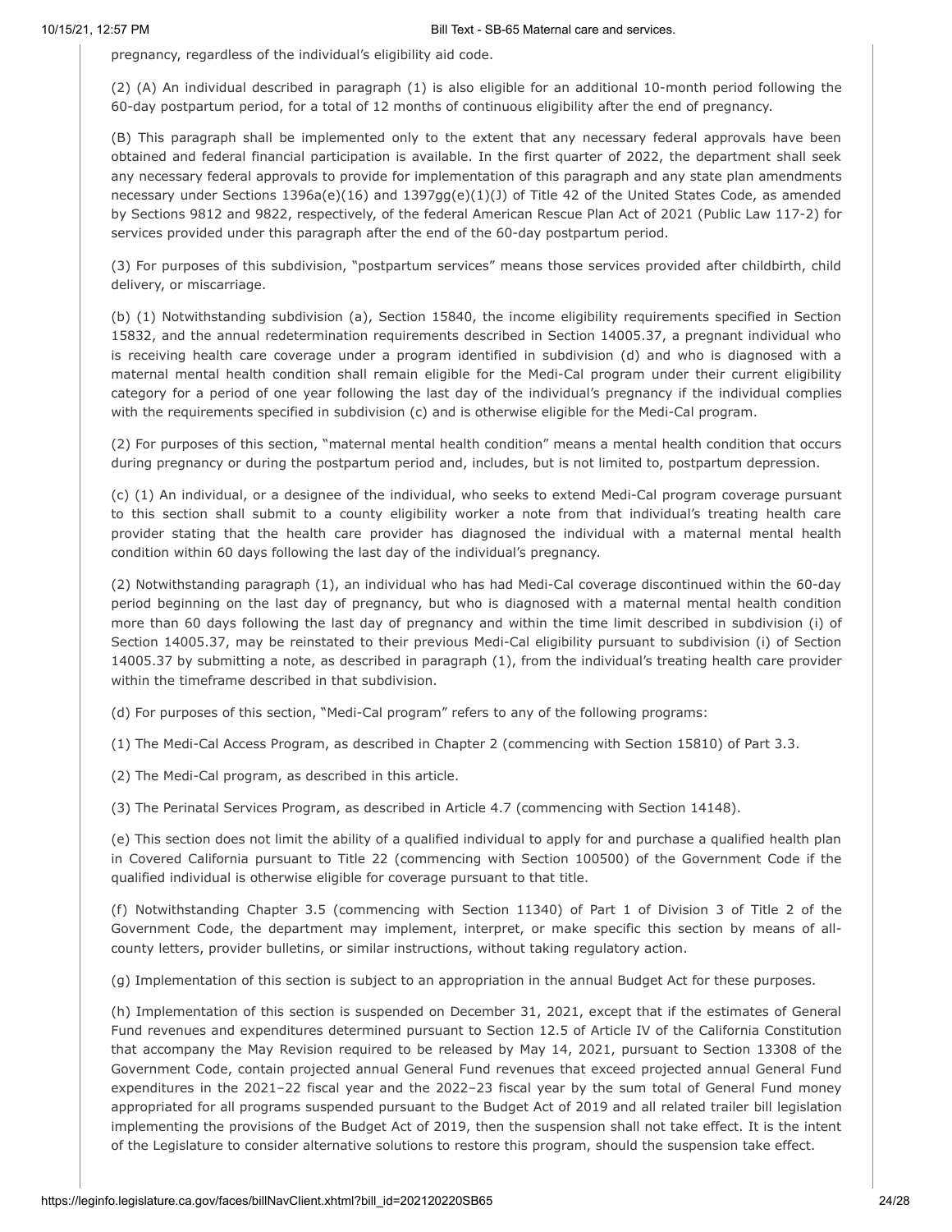pregnancy, regardless of the individual's eligibility aid code.

(2) (A) An individual described in paragraph (1) is also eligible for an additional 10-month period following the 60-day postpartum period, for a total of 12 months of continuous eligibility after the end of pregnancy.

(B) This paragraph shall be implemented only to the extent that any necessary federal approvals have been obtained and federal financial participation is available. In the first quarter of 2022, the department shall seek any necessary federal approvals to provide for implementation of this paragraph and any state plan amendments necessary under Sections 1396a(e)(16) and 1397gg(e)(1)(J) of Title 42 of the United States Code, as amended by Sections 9812 and 9822, respectively, of the federal American Rescue Plan Act of 2021 (Public Law 117-2) for services provided under this paragraph after the end of the 60-day postpartum period.

(3) For purposes of this subdivision, "postpartum services" means those services provided after childbirth, child delivery, or miscarriage.

(b) (1) Notwithstanding subdivision (a), Section 15840, the income eligibility requirements specified in Section 15832, and the annual redetermination requirements described in Section 14005.37, a pregnant individual who is receiving health care coverage under a program identified in subdivision (d) and who is diagnosed with a maternal mental health condition shall remain eligible for the Medi-Cal program under their current eligibility category for a period of one year following the last day of the individual's pregnancy if the individual complies with the requirements specified in subdivision (c) and is otherwise eligible for the Medi-Cal program.

(2) For purposes of this section, "maternal mental health condition" means a mental health condition that occurs during pregnancy or during the postpartum period and, includes, but is not limited to, postpartum depression.

(c) (1) An individual, or a designee of the individual, who seeks to extend Medi-Cal program coverage pursuant to this section shall submit to a county eligibility worker a note from that individual's treating health care provider stating that the health care provider has diagnosed the individual with a maternal mental health condition within 60 days following the last day of the individual's pregnancy.

(2) Notwithstanding paragraph (1), an individual who has had Medi-Cal coverage discontinued within the 60-day period beginning on the last day of pregnancy, but who is diagnosed with a maternal mental health condition more than 60 days following the last day of pregnancy and within the time limit described in subdivision (i) of Section 14005.37, may be reinstated to their previous Medi-Cal eligibility pursuant to subdivision (i) of Section 14005.37 by submitting a note, as described in paragraph (1), from the individual's treating health care provider within the timeframe described in that subdivision.

(d) For purposes of this section, "Medi-Cal program" refers to any of the following programs:

(1) The Medi-Cal Access Program, as described in Chapter 2 (commencing with Section 15810) of Part 3.3.

(2) The Medi-Cal program, as described in this article.

(3) The Perinatal Services Program, as described in Article 4.7 (commencing with Section 14148).

(e) This section does not limit the ability of a qualified individual to apply for and purchase a qualified health plan in Covered California pursuant to Title 22 (commencing with Section 100500) of the Government Code if the qualified individual is otherwise eligible for coverage pursuant to that title.

(f) Notwithstanding Chapter 3.5 (commencing with Section 11340) of Part 1 of Division 3 of Title 2 of the Government Code, the department may implement, interpret, or make specific this section by means of all-county letters, provider bulletins, or similar instructions, without taking regulatory action.

(g) Implementation of this section is subject to an appropriation in the annual Budget Act for these purposes.

(h) Implementation of this section is suspended on December 31, 2021, except that if the estimates of General Fund revenues and expenditures determined pursuant to Section 12.5 of Article IV of the California Constitution that accompany the May Revision required to be released by May 14, 2021, pursuant to Section 13308 of the Government Code, contain projected annual General Fund revenues that exceed projected annual General Fund expenditures in the 2021–22 fiscal year and the 2022–23 fiscal year by the sum total of General Fund money appropriated for all programs suspended pursuant to the Budget Act of 2019 and all related trailer bill legislation implementing the provisions of the Budget Act of 2019, then the suspension shall not take effect. It is the intent of the Legislature to consider alternative solutions to restore this program, should the suspension take effect.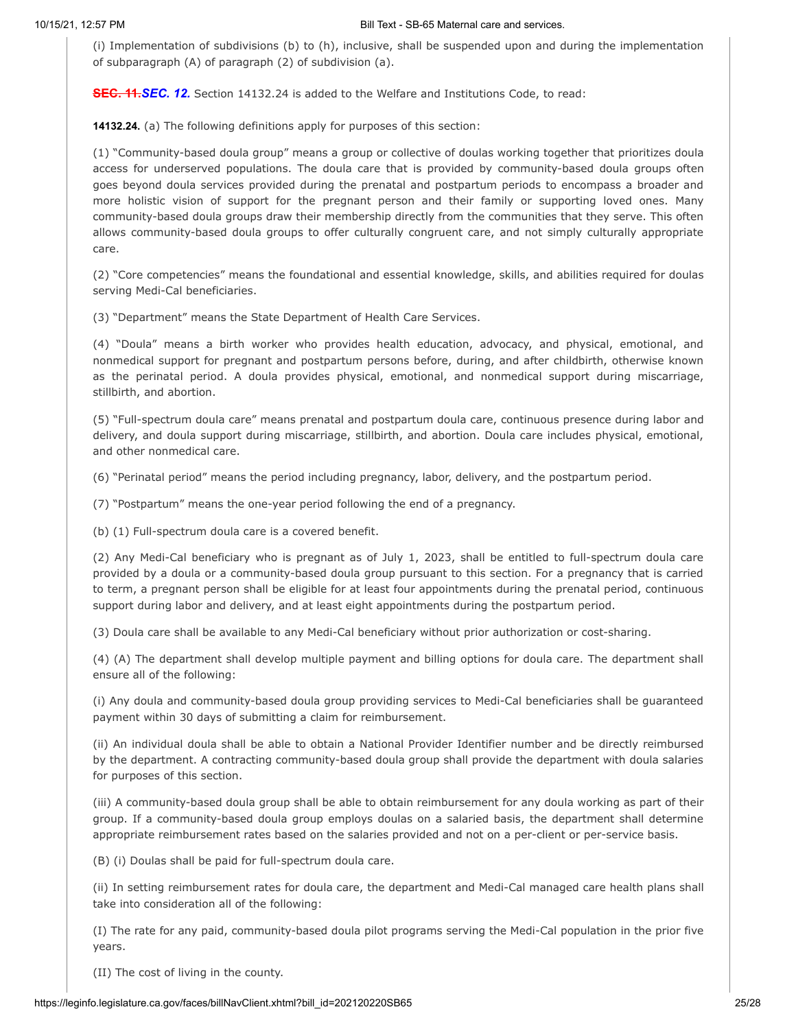(i) Implementation of subdivisions (b) to (h), inclusive, shall be suspended upon and during the implementation of subparagraph (A) of paragraph (2) of subdivision (a).

~~**SEC. 11.**~~ ***SEC. 12.*** Section 14132.24 is added to the Welfare and Institutions Code, to read:

**14132.24.** (a) The following definitions apply for purposes of this section:

(1) "Community-based doula group" means a group or collective of doulas working together that prioritizes doula access for underserved populations. The doula care that is provided by community-based doula groups often goes beyond doula services provided during the prenatal and postpartum periods to encompass a broader and more holistic vision of support for the pregnant person and their family or supporting loved ones. Many community-based doula groups draw their membership directly from the communities that they serve. This often allows community-based doula groups to offer culturally congruent care, and not simply culturally appropriate care.

(2) "Core competencies" means the foundational and essential knowledge, skills, and abilities required for doulas serving Medi-Cal beneficiaries.

(3) "Department" means the State Department of Health Care Services.

(4) "Doula" means a birth worker who provides health education, advocacy, and physical, emotional, and nonmedical support for pregnant and postpartum persons before, during, and after childbirth, otherwise known as the perinatal period. A doula provides physical, emotional, and nonmedical support during miscarriage, stillbirth, and abortion.

(5) "Full-spectrum doula care" means prenatal and postpartum doula care, continuous presence during labor and delivery, and doula support during miscarriage, stillbirth, and abortion. Doula care includes physical, emotional, and other nonmedical care.

(6) "Perinatal period" means the period including pregnancy, labor, delivery, and the postpartum period.

(7) "Postpartum" means the one-year period following the end of a pregnancy.

(b) (1) Full-spectrum doula care is a covered benefit.

(2) Any Medi-Cal beneficiary who is pregnant as of July 1, 2023, shall be entitled to full-spectrum doula care provided by a doula or a community-based doula group pursuant to this section. For a pregnancy that is carried to term, a pregnant person shall be eligible for at least four appointments during the prenatal period, continuous support during labor and delivery, and at least eight appointments during the postpartum period.

(3) Doula care shall be available to any Medi-Cal beneficiary without prior authorization or cost-sharing.

(4) (A) The department shall develop multiple payment and billing options for doula care. The department shall ensure all of the following:

(i) Any doula and community-based doula group providing services to Medi-Cal beneficiaries shall be guaranteed payment within 30 days of submitting a claim for reimbursement.

(ii) An individual doula shall be able to obtain a National Provider Identifier number and be directly reimbursed by the department. A contracting community-based doula group shall provide the department with doula salaries for purposes of this section.

(iii) A community-based doula group shall be able to obtain reimbursement for any doula working as part of their group. If a community-based doula group employs doulas on a salaried basis, the department shall determine appropriate reimbursement rates based on the salaries provided and not on a per-client or per-service basis.

(B) (i) Doulas shall be paid for full-spectrum doula care.

(ii) In setting reimbursement rates for doula care, the department and Medi-Cal managed care health plans shall take into consideration all of the following:

(I) The rate for any paid, community-based doula pilot programs serving the Medi-Cal population in the prior five years.

(II) The cost of living in the county.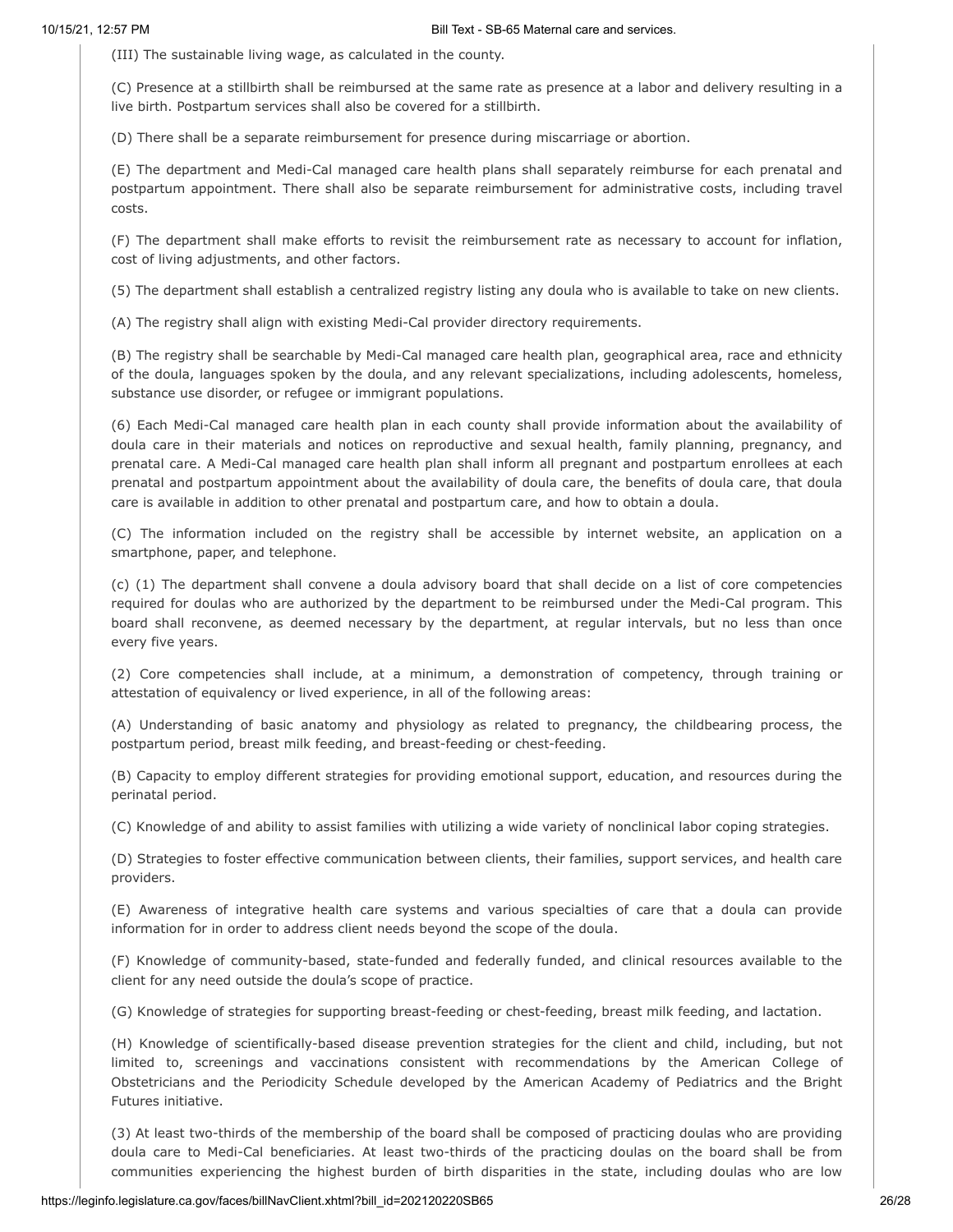(III) The sustainable living wage, as calculated in the county.

(C) Presence at a stillbirth shall be reimbursed at the same rate as presence at a labor and delivery resulting in a live birth. Postpartum services shall also be covered for a stillbirth.

(D) There shall be a separate reimbursement for presence during miscarriage or abortion.

(E) The department and Medi-Cal managed care health plans shall separately reimburse for each prenatal and postpartum appointment. There shall also be separate reimbursement for administrative costs, including travel costs.

(F) The department shall make efforts to revisit the reimbursement rate as necessary to account for inflation, cost of living adjustments, and other factors.

(5) The department shall establish a centralized registry listing any doula who is available to take on new clients.

(A) The registry shall align with existing Medi-Cal provider directory requirements.

(B) The registry shall be searchable by Medi-Cal managed care health plan, geographical area, race and ethnicity of the doula, languages spoken by the doula, and any relevant specializations, including adolescents, homeless, substance use disorder, or refugee or immigrant populations.

(6) Each Medi-Cal managed care health plan in each county shall provide information about the availability of doula care in their materials and notices on reproductive and sexual health, family planning, pregnancy, and prenatal care. A Medi-Cal managed care health plan shall inform all pregnant and postpartum enrollees at each prenatal and postpartum appointment about the availability of doula care, the benefits of doula care, that doula care is available in addition to other prenatal and postpartum care, and how to obtain a doula.

(C) The information included on the registry shall be accessible by internet website, an application on a smartphone, paper, and telephone.

(c) (1) The department shall convene a doula advisory board that shall decide on a list of core competencies required for doulas who are authorized by the department to be reimbursed under the Medi-Cal program. This board shall reconvene, as deemed necessary by the department, at regular intervals, but no less than once every five years.

(2) Core competencies shall include, at a minimum, a demonstration of competency, through training or attestation of equivalency or lived experience, in all of the following areas:

(A) Understanding of basic anatomy and physiology as related to pregnancy, the childbearing process, the postpartum period, breast milk feeding, and breast-feeding or chest-feeding.

(B) Capacity to employ different strategies for providing emotional support, education, and resources during the perinatal period.

(C) Knowledge of and ability to assist families with utilizing a wide variety of nonclinical labor coping strategies.

(D) Strategies to foster effective communication between clients, their families, support services, and health care providers.

(E) Awareness of integrative health care systems and various specialties of care that a doula can provide information for in order to address client needs beyond the scope of the doula.

(F) Knowledge of community-based, state-funded and federally funded, and clinical resources available to the client for any need outside the doula's scope of practice.

(G) Knowledge of strategies for supporting breast-feeding or chest-feeding, breast milk feeding, and lactation.

(H) Knowledge of scientifically-based disease prevention strategies for the client and child, including, but not limited to, screenings and vaccinations consistent with recommendations by the American College of Obstetricians and the Periodicity Schedule developed by the American Academy of Pediatrics and the Bright Futures initiative.

(3) At least two-thirds of the membership of the board shall be composed of practicing doulas who are providing doula care to Medi-Cal beneficiaries. At least two-thirds of the practicing doulas on the board shall be from communities experiencing the highest burden of birth disparities in the state, including doulas who are low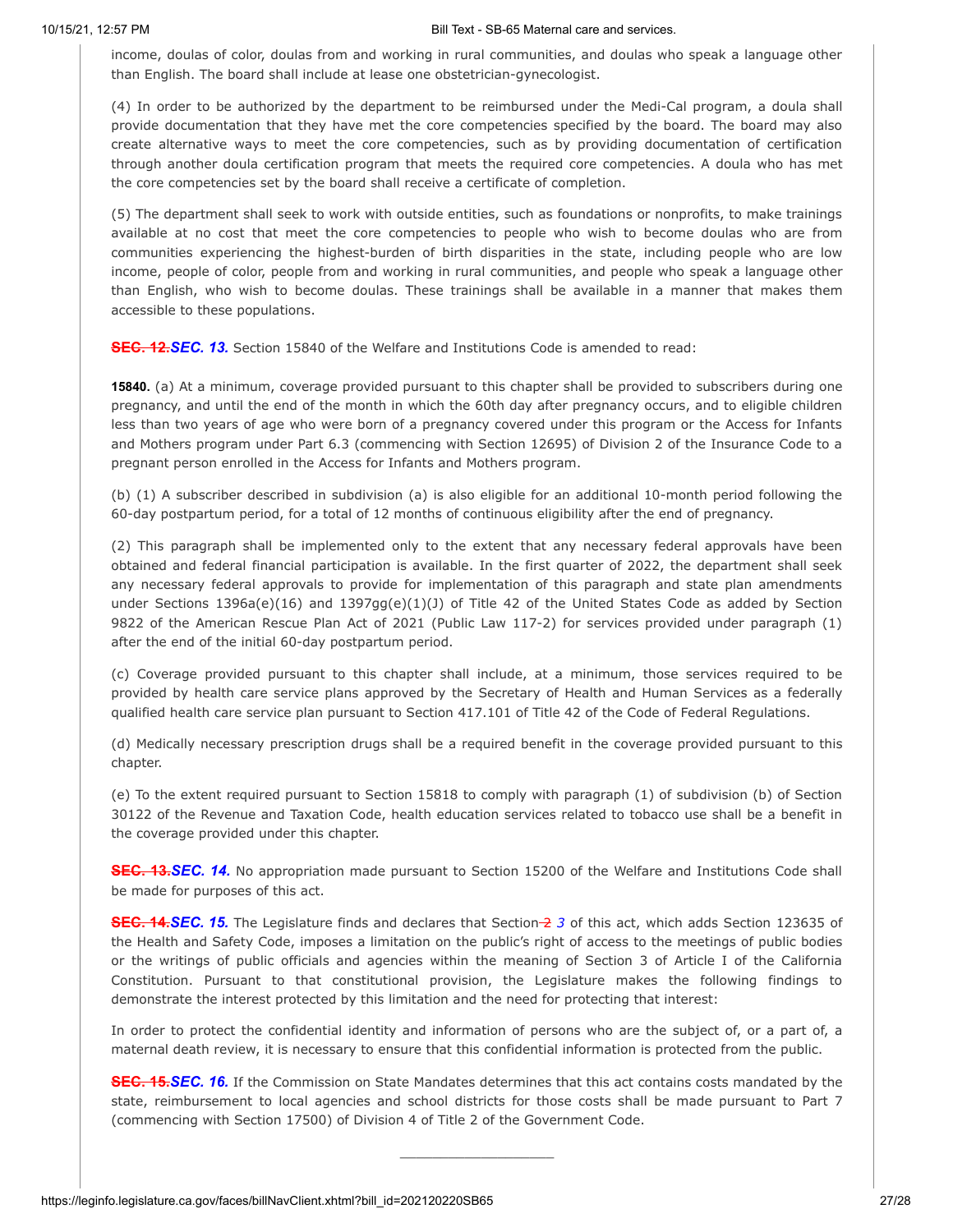income, doulas of color, doulas from and working in rural communities, and doulas who speak a language other than English. The board shall include at lease one obstetrician-gynecologist.

(4) In order to be authorized by the department to be reimbursed under the Medi-Cal program, a doula shall provide documentation that they have met the core competencies specified by the board. The board may also create alternative ways to meet the core competencies, such as by providing documentation of certification through another doula certification program that meets the required core competencies. A doula who has met the core competencies set by the board shall receive a certificate of completion.

(5) The department shall seek to work with outside entities, such as foundations or nonprofits, to make trainings available at no cost that meet the core competencies to people who wish to become doulas who are from communities experiencing the highest-burden of birth disparities in the state, including people who are low income, people of color, people from and working in rural communities, and people who speak a language other than English, who wish to become doulas. These trainings shall be available in a manner that makes them accessible to these populations.

~~**SEC. 12.**~~***SEC. 13.*** Section 15840 of the Welfare and Institutions Code is amended to read:

**15840.** (a) At a minimum, coverage provided pursuant to this chapter shall be provided to subscribers during one pregnancy, and until the end of the month in which the 60th day after pregnancy occurs, and to eligible children less than two years of age who were born of a pregnancy covered under this program or the Access for Infants and Mothers program under Part 6.3 (commencing with Section 12695) of Division 2 of the Insurance Code to a pregnant person enrolled in the Access for Infants and Mothers program.

(b) (1) A subscriber described in subdivision (a) is also eligible for an additional 10-month period following the 60-day postpartum period, for a total of 12 months of continuous eligibility after the end of pregnancy.

(2) This paragraph shall be implemented only to the extent that any necessary federal approvals have been obtained and federal financial participation is available. In the first quarter of 2022, the department shall seek any necessary federal approvals to provide for implementation of this paragraph and state plan amendments under Sections 1396a(e)(16) and 1397gg(e)(1)(J) of Title 42 of the United States Code as added by Section 9822 of the American Rescue Plan Act of 2021 (Public Law 117-2) for services provided under paragraph (1) after the end of the initial 60-day postpartum period.

(c) Coverage provided pursuant to this chapter shall include, at a minimum, those services required to be provided by health care service plans approved by the Secretary of Health and Human Services as a federally qualified health care service plan pursuant to Section 417.101 of Title 42 of the Code of Federal Regulations.

(d) Medically necessary prescription drugs shall be a required benefit in the coverage provided pursuant to this chapter.

(e) To the extent required pursuant to Section 15818 to comply with paragraph (1) of subdivision (b) of Section 30122 of the Revenue and Taxation Code, health education services related to tobacco use shall be a benefit in the coverage provided under this chapter.

~~**SEC. 13.**~~***SEC. 14.*** No appropriation made pursuant to Section 15200 of the Welfare and Institutions Code shall be made for purposes of this act.

~~**SEC. 14.**~~***SEC. 15.*** The Legislature finds and declares that Section ~~2~~ *3* of this act, which adds Section 123635 of the Health and Safety Code, imposes a limitation on the public's right of access to the meetings of public bodies or the writings of public officials and agencies within the meaning of Section 3 of Article I of the California Constitution. Pursuant to that constitutional provision, the Legislature makes the following findings to demonstrate the interest protected by this limitation and the need for protecting that interest:

In order to protect the confidential identity and information of persons who are the subject of, or a part of, a maternal death review, it is necessary to ensure that this confidential information is protected from the public.

~~**SEC. 15.**~~***SEC. 16.*** If the Commission on State Mandates determines that this act contains costs mandated by the state, reimbursement to local agencies and school districts for those costs shall be made pursuant to Part 7 (commencing with Section 17500) of Division 4 of Title 2 of the Government Code.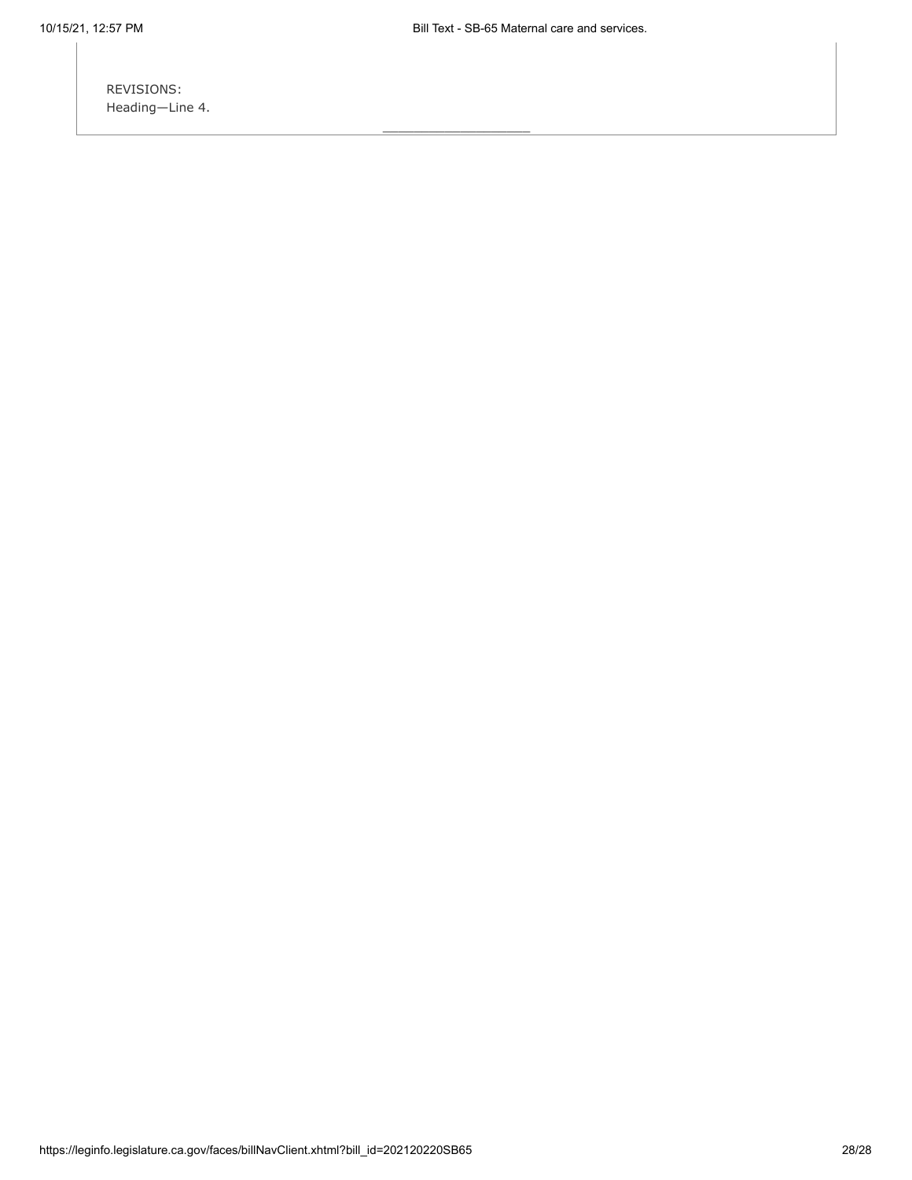REVISIONS:
Heading—Line 4.